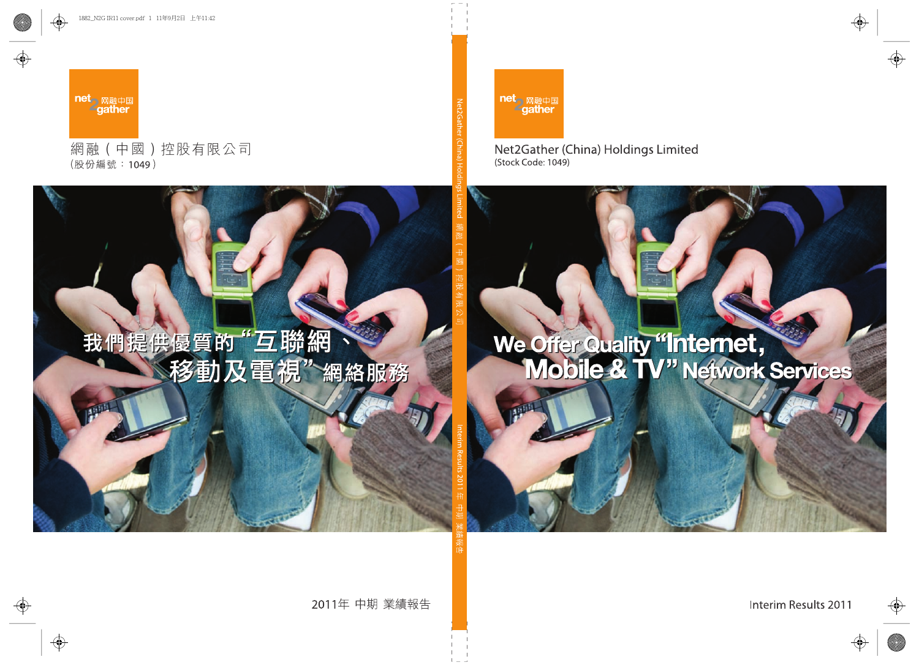網融（中國）控股有限公司
（股份編號：1049）

我們提供優質的"互聯網、移動及電視"網絡服務

2011年 中期 業績報告

Net2Gather (China) Holdings Limited 網融（中國）控股有限公司

Interim Results 2011 年 中期 業績報告

# Net2Gather (China) Holdings Limited

(Stock Code: 1049)

## We Offer Quality "Internet, Mobile & TV" Network Services

Interim Results 2011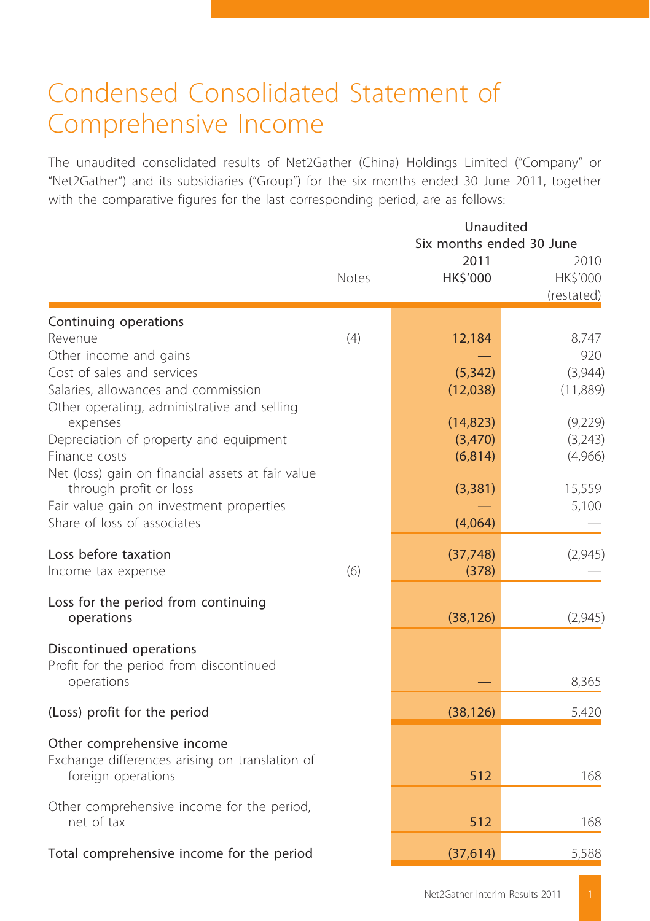# Condensed Consolidated Statement of Comprehensive Income

The unaudited consolidated results of Net2Gather (China) Holdings Limited ("Company" or "Net2Gather") and its subsidiaries ("Group") for the six months ended 30 June 2011, together with the comparative figures for the last corresponding period, are as follows:

| | Notes | Unaudited Six months ended 30 June 2011 HK$'000 | 2010 HK$'000 (restated) |
|---|---|---|---|
| **Continuing operations** | | | |
| Revenue | (4) | 12,184 | 8,747 |
| Other income and gains | | — | 920 |
| Cost of sales and services | | (5,342) | (3,944) |
| Salaries, allowances and commission | | (12,038) | (11,889) |
| Other operating, administrative and selling expenses | | (14,823) | (9,229) |
| Depreciation of property and equipment | | (3,470) | (3,243) |
| Finance costs | | (6,814) | (4,966) |
| Net (loss) gain on financial assets at fair value through profit or loss | | (3,381) | 15,559 |
| Fair value gain on investment properties | | — | 5,100 |
| Share of loss of associates | | (4,064) | — |
| **Loss before taxation** | | (37,748) | (2,945) |
| Income tax expense | (6) | (378) | — |
| **Loss for the period from continuing operations** | | (38,126) | (2,945) |
| **Discontinued operations** | | | |
| Profit for the period from discontinued operations | | — | 8,365 |
| **(Loss) profit for the period** | | (38,126) | 5,420 |
| **Other comprehensive income** | | | |
| Exchange differences arising on translation of foreign operations | | 512 | 168 |
| Other comprehensive income for the period, net of tax | | 512 | 168 |
| **Total comprehensive income for the period** | | (37,614) | 5,588 |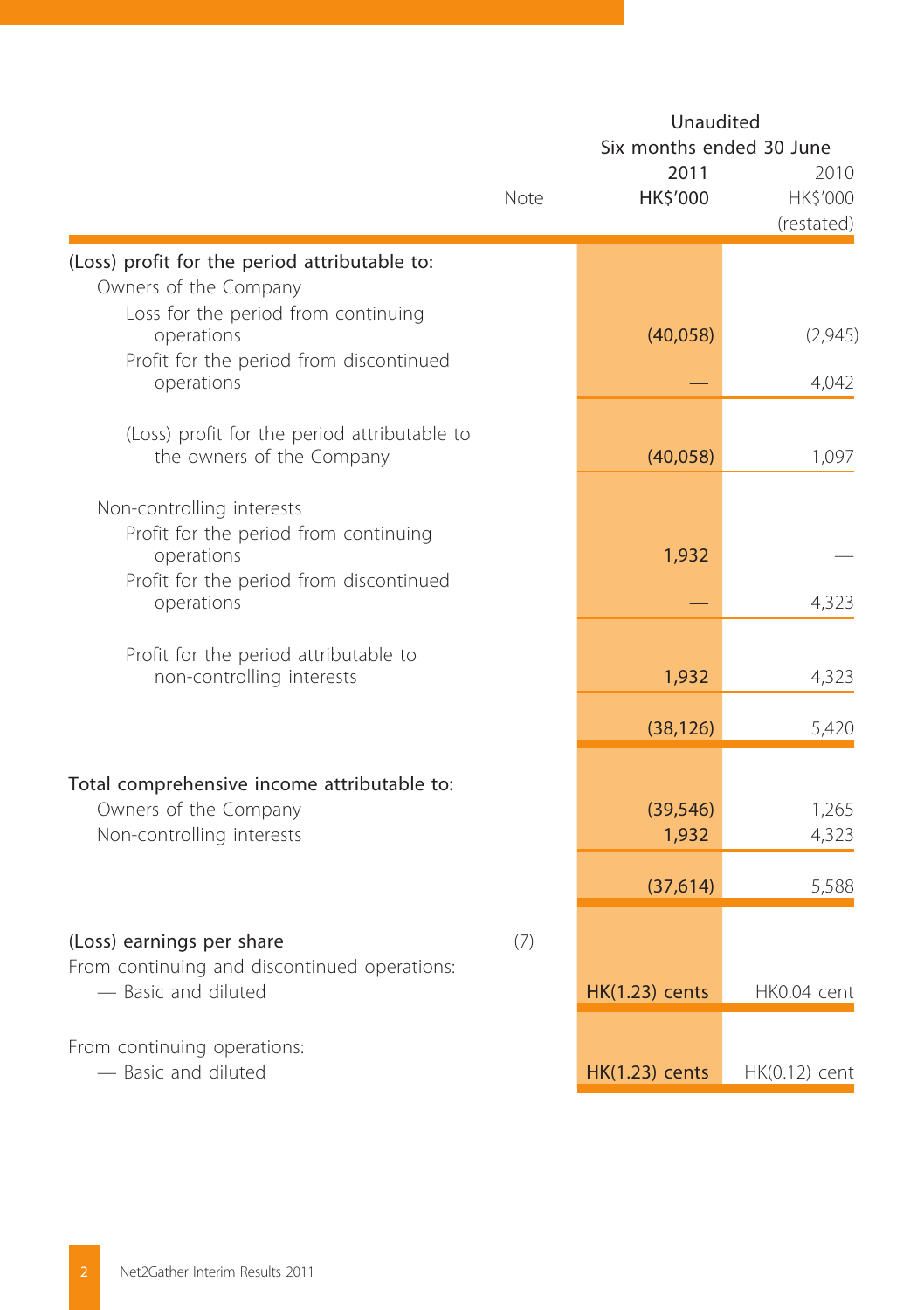| | Note | Unaudited Six months ended 30 June 2011 HK$'000 | 2010 HK$'000 (restated) |
|---|---|---|---|
| (Loss) profit for the period attributable to: | | | |
| Owners of the Company | | | |
| Loss for the period from continuing operations | | (40,058) | (2,945) |
| Profit for the period from discontinued operations | | — | 4,042 |
| (Loss) profit for the period attributable to the owners of the Company | | (40,058) | 1,097 |
| Non-controlling interests | | | |
| Profit for the period from continuing operations | | 1,932 | — |
| Profit for the period from discontinued operations | | — | 4,323 |
| Profit for the period attributable to non-controlling interests | | 1,932 | 4,323 |
| | | (38,126) | 5,420 |
| Total comprehensive income attributable to: | | | |
| Owners of the Company | | (39,546) | 1,265 |
| Non-controlling interests | | 1,932 | 4,323 |
| | | (37,614) | 5,588 |
| (Loss) earnings per share | (7) | | |
| From continuing and discontinued operations: | | | |
| — Basic and diluted | | HK(1.23) cents | HK0.04 cent |
| From continuing operations: | | | |
| — Basic and diluted | | HK(1.23) cents | HK(0.12) cent |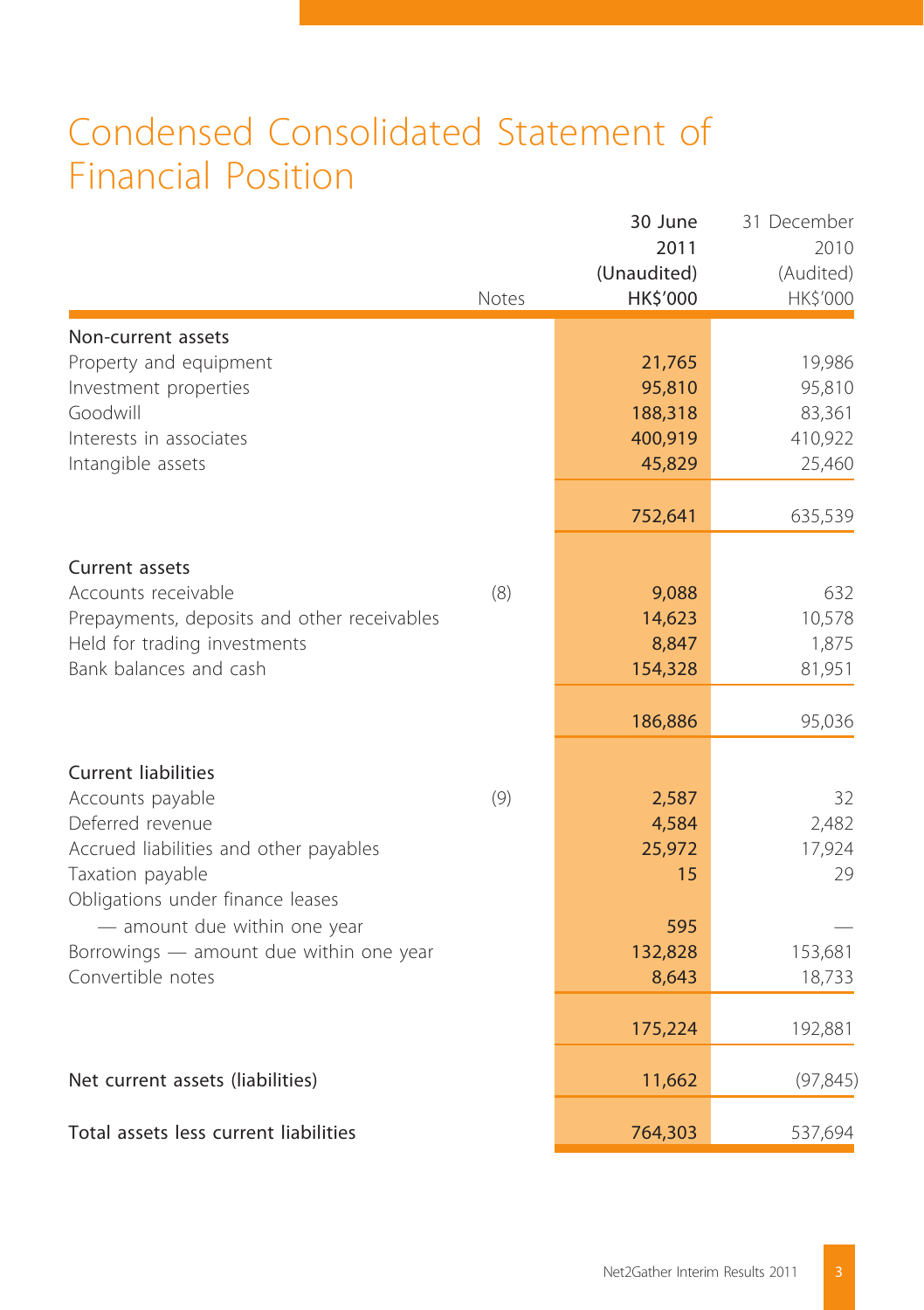# Condensed Consolidated Statement of Financial Position

| | Notes | 30 June 2011 (Unaudited) HK$'000 | 31 December 2010 (Audited) HK$'000 |
|---|---|---|---|
| **Non-current assets** | | | |
| Property and equipment | | 21,765 | 19,986 |
| Investment properties | | 95,810 | 95,810 |
| Goodwill | | 188,318 | 83,361 |
| Interests in associates | | 400,919 | 410,922 |
| Intangible assets | | 45,829 | 25,460 |
| | | 752,641 | 635,539 |
| **Current assets** | | | |
| Accounts receivable | (8) | 9,088 | 632 |
| Prepayments, deposits and other receivables | | 14,623 | 10,578 |
| Held for trading investments | | 8,847 | 1,875 |
| Bank balances and cash | | 154,328 | 81,951 |
| | | 186,886 | 95,036 |
| **Current liabilities** | | | |
| Accounts payable | (9) | 2,587 | 32 |
| Deferred revenue | | 4,584 | 2,482 |
| Accrued liabilities and other payables | | 25,972 | 17,924 |
| Taxation payable | | 15 | 29 |
| Obligations under finance leases — amount due within one year | | 595 | — |
| Borrowings — amount due within one year | | 132,828 | 153,681 |
| Convertible notes | | 8,643 | 18,733 |
| | | 175,224 | 192,881 |
| **Net current assets (liabilities)** | | 11,662 | (97,845) |
| **Total assets less current liabilities** | | 764,303 | 537,694 |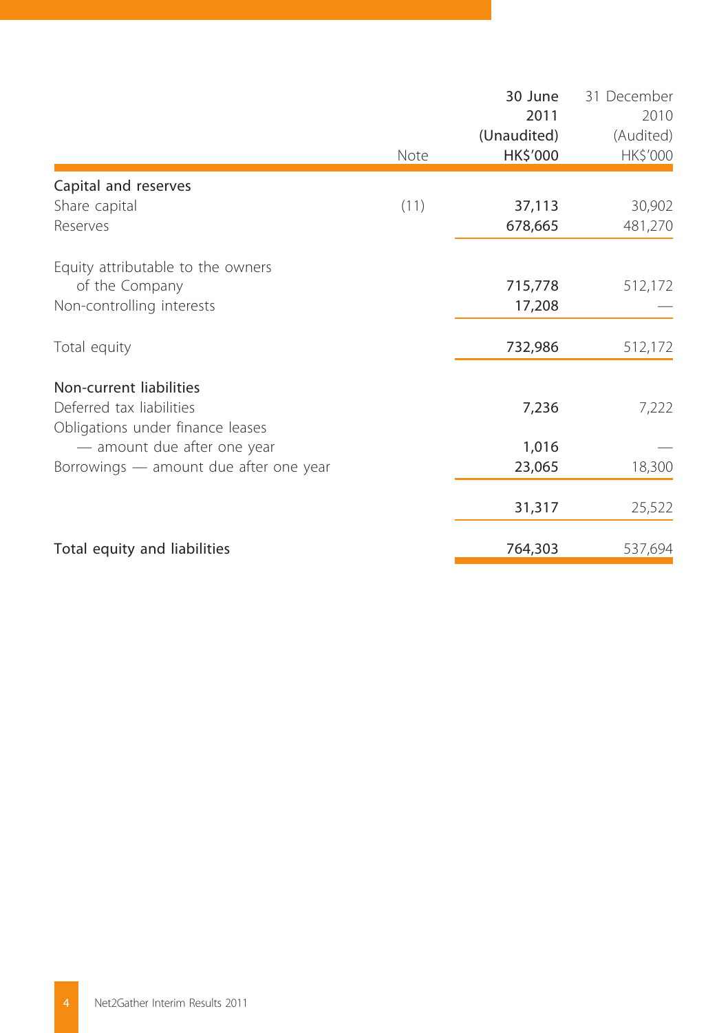| | Note | 30 June 2011 (Unaudited) HK$'000 | 31 December 2010 (Audited) HK$'000 |
|---|---|---|---|
| **Capital and reserves** | | | |
| Share capital | (11) | **37,113** | 30,902 |
| Reserves | | **678,665** | 481,270 |
| Equity attributable to the owners of the Company | | **715,778** | 512,172 |
| Non-controlling interests | | **17,208** | — |
| Total equity | | **732,986** | 512,172 |
| **Non-current liabilities** | | | |
| Deferred tax liabilities | | **7,236** | 7,222 |
| Obligations under finance leases — amount due after one year | | **1,016** | — |
| Borrowings — amount due after one year | | **23,065** | 18,300 |
| | | **31,317** | 25,522 |
| **Total equity and liabilities** | | **764,303** | 537,694 |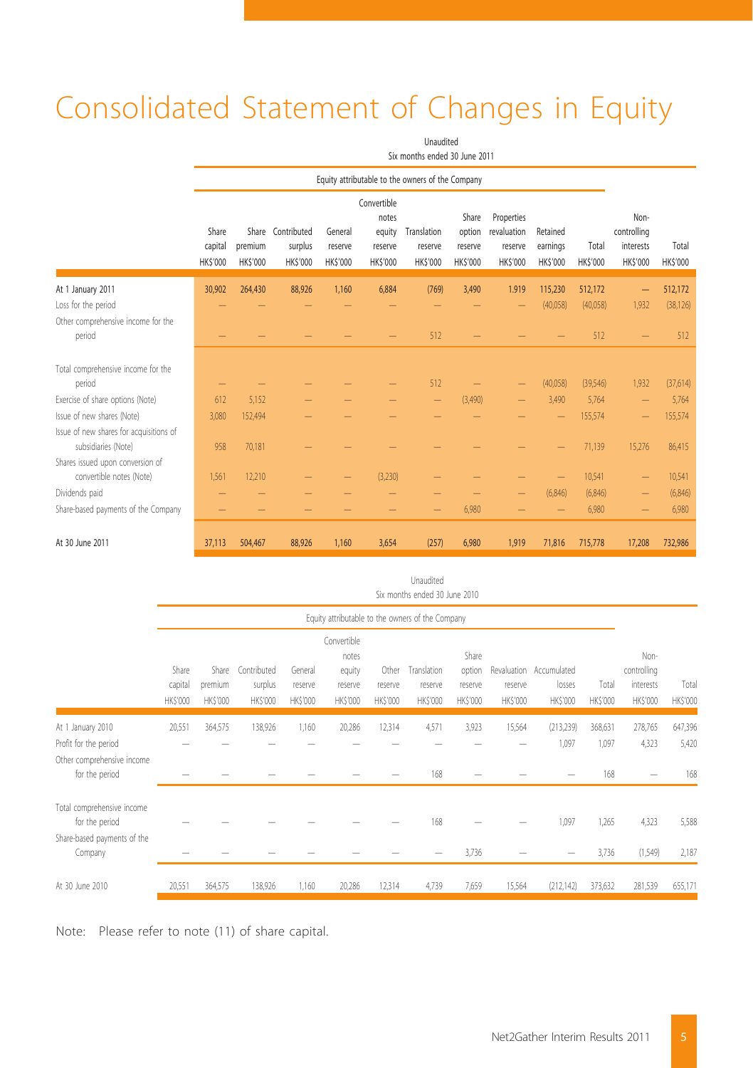# Consolidated Statement of Changes in Equity

Unaudited
Six months ended 30 June 2011

| | Equity attributable to the owners of the Company | | | | | | | | | | | |
|---|---|---|---|---|---|---|---|---|---|---|---|---|
| | Share capital HK$'000 | Share premium HK$'000 | Contributed surplus HK$'000 | General reserve HK$'000 | Convertible notes equity reserve HK$'000 | Translation reserve HK$'000 | Share option reserve HK$'000 | Properties revaluation reserve HK$'000 | Retained earnings HK$'000 | Total HK$'000 | Non-controlling interests HK$'000 | Total HK$'000 |
| At 1 January 2011 | 30,902 | 264,430 | 88,926 | 1,160 | 6,884 | (769) | 3,490 | 1.919 | 115,230 | 512,172 | — | 512,172 |
| Loss for the period | — | — | — | — | — | — | — | — | (40,058) | (40,058) | 1,932 | (38,126) |
| Other comprehensive income for the period | — | — | — | — | — | 512 | — | — | — | 512 | — | 512 |
| Total comprehensive income for the period | — | — | — | — | — | 512 | — | — | (40,058) | (39,546) | 1,932 | (37,614) |
| Exercise of share options (Note) | 612 | 5,152 | — | — | — | — | (3,490) | — | 3,490 | 5,764 | — | 5,764 |
| Issue of new shares (Note) | 3,080 | 152,494 | — | — | — | — | — | — | — | 155,574 | — | 155,574 |
| Issue of new shares for acquisitions of subsidiaries (Note) | 958 | 70,181 | — | — | — | — | — | — | — | 71,139 | 15,276 | 86,415 |
| Shares issued upon conversion of convertible notes (Note) | 1,561 | 12,210 | — | — | (3,230) | — | — | — | — | 10,541 | — | 10,541 |
| Dividends paid | — | — | — | — | — | — | — | — | (6,846) | (6,846) | — | (6,846) |
| Share-based payments of the Company | — | — | — | — | — | — | 6,980 | — | — | 6,980 | — | 6,980 |
| At 30 June 2011 | 37,113 | 504,467 | 88,926 | 1,160 | 3,654 | (257) | 6,980 | 1,919 | 71,816 | 715,778 | 17,208 | 732,986 |

Unaudited
Six months ended 30 June 2010

| | Equity attributable to the owners of the Company | | | | | | | | | | | | |
|---|---|---|---|---|---|---|---|---|---|---|---|---|---|
| | Share capital HK$'000 | Share premium HK$'000 | Contributed surplus HK$'000 | General reserve HK$'000 | Convertible notes equity reserve HK$'000 | Other reserve HK$'000 | Translation reserve HK$'000 | Share option reserve HK$'000 | Revaluation reserve HK$'000 | Accumulated losses HK$'000 | Total HK$'000 | Non-controlling interests HK$'000 | Total HK$'000 |
| At 1 January 2010 | 20,551 | 364,575 | 138,926 | 1,160 | 20,286 | 12,314 | 4,571 | 3,923 | 15,564 | (213,239) | 368,631 | 278,765 | 647,396 |
| Profit for the period | — | — | — | — | — | — | — | — | — | 1,097 | 1,097 | 4,323 | 5,420 |
| Other comprehensive income for the period | — | — | — | — | — | — | 168 | — | — | — | 168 | — | 168 |
| Total comprehensive income for the period | — | — | — | — | — | — | 168 | — | — | 1,097 | 1,265 | 4,323 | 5,588 |
| Share-based payments of the Company | — | — | — | — | — | — | — | 3,736 | — | — | 3,736 | (1,549) | 2,187 |
| At 30 June 2010 | 20,551 | 364,575 | 138,926 | 1,160 | 20,286 | 12,314 | 4,739 | 7,659 | 15,564 | (212,142) | 373,632 | 281,539 | 655,171 |

Note: Please refer to note (11) of share capital.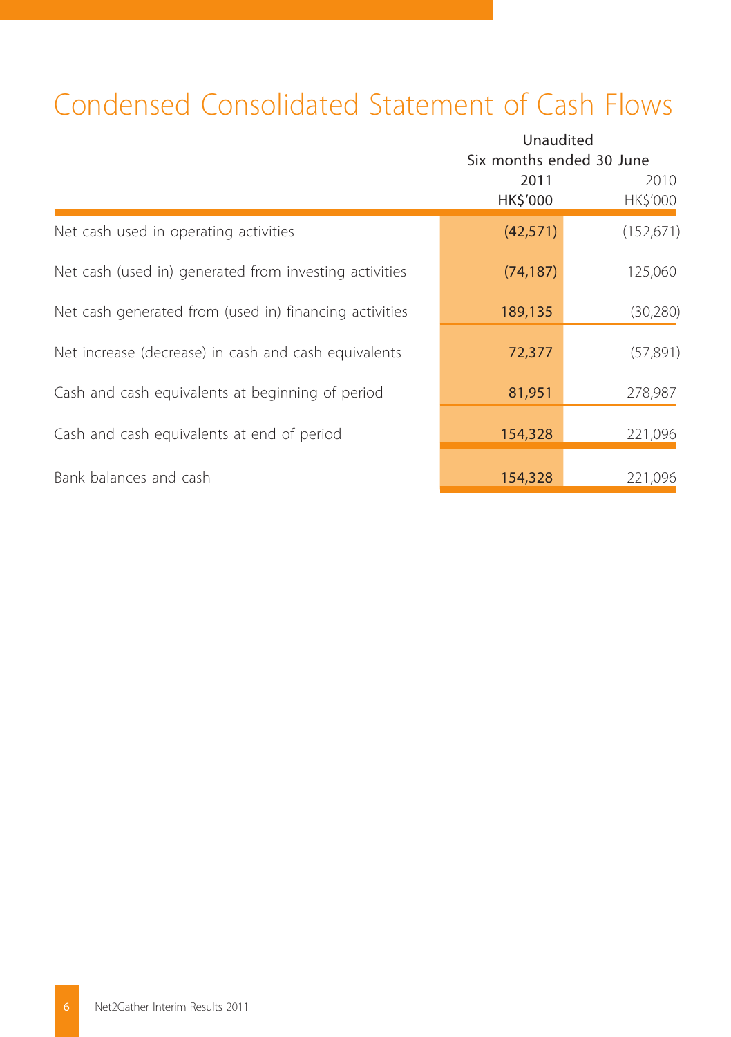# Condensed Consolidated Statement of Cash Flows

| | Unaudited | |
|---|---|---|
| | Six months ended 30 June | |
| | 2011 | 2010 |
| | HK$'000 | HK$'000 |
| Net cash used in operating activities | (42,571) | (152,671) |
| Net cash (used in) generated from investing activities | (74,187) | 125,060 |
| Net cash generated from (used in) financing activities | 189,135 | (30,280) |
| Net increase (decrease) in cash and cash equivalents | 72,377 | (57,891) |
| Cash and cash equivalents at beginning of period | 81,951 | 278,987 |
| Cash and cash equivalents at end of period | 154,328 | 221,096 |
| Bank balances and cash | 154,328 | 221,096 |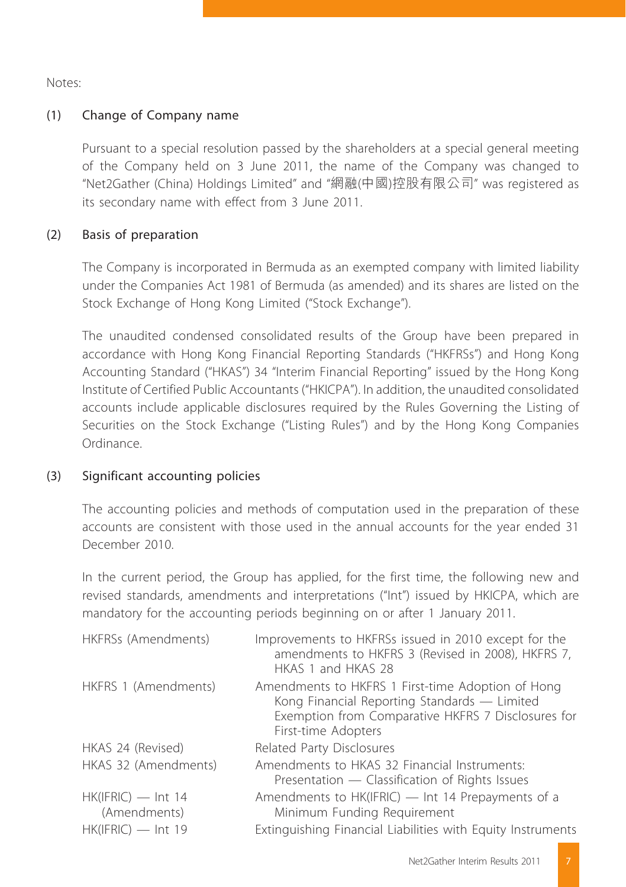Notes:

## (1) Change of Company name

Pursuant to a special resolution passed by the shareholders at a special general meeting of the Company held on 3 June 2011, the name of the Company was changed to "Net2Gather (China) Holdings Limited" and "網融(中國)控股有限公司" was registered as its secondary name with effect from 3 June 2011.

## (2) Basis of preparation

The Company is incorporated in Bermuda as an exempted company with limited liability under the Companies Act 1981 of Bermuda (as amended) and its shares are listed on the Stock Exchange of Hong Kong Limited ("Stock Exchange").

The unaudited condensed consolidated results of the Group have been prepared in accordance with Hong Kong Financial Reporting Standards ("HKFRSs") and Hong Kong Accounting Standard ("HKAS") 34 "Interim Financial Reporting" issued by the Hong Kong Institute of Certified Public Accountants ("HKICPA"). In addition, the unaudited consolidated accounts include applicable disclosures required by the Rules Governing the Listing of Securities on the Stock Exchange ("Listing Rules") and by the Hong Kong Companies Ordinance.

## (3) Significant accounting policies

The accounting policies and methods of computation used in the preparation of these accounts are consistent with those used in the annual accounts for the year ended 31 December 2010.

In the current period, the Group has applied, for the first time, the following new and revised standards, amendments and interpretations ("Int") issued by HKICPA, which are mandatory for the accounting periods beginning on or after 1 January 2011.

| | |
|---|---|
| HKFRSs (Amendments) | Improvements to HKFRSs issued in 2010 except for the amendments to HKFRS 3 (Revised in 2008), HKFRS 7, HKAS 1 and HKAS 28 |
| HKFRS 1 (Amendments) | Amendments to HKFRS 1 First-time Adoption of Hong Kong Financial Reporting Standards — Limited Exemption from Comparative HKFRS 7 Disclosures for First-time Adopters |
| HKAS 24 (Revised) | Related Party Disclosures |
| HKAS 32 (Amendments) | Amendments to HKAS 32 Financial Instruments: Presentation — Classification of Rights Issues |
| HK(IFRIC) — Int 14 (Amendments) | Amendments to HK(IFRIC) — Int 14 Prepayments of a Minimum Funding Requirement |
| HK(IFRIC) — Int 19 | Extinguishing Financial Liabilities with Equity Instruments |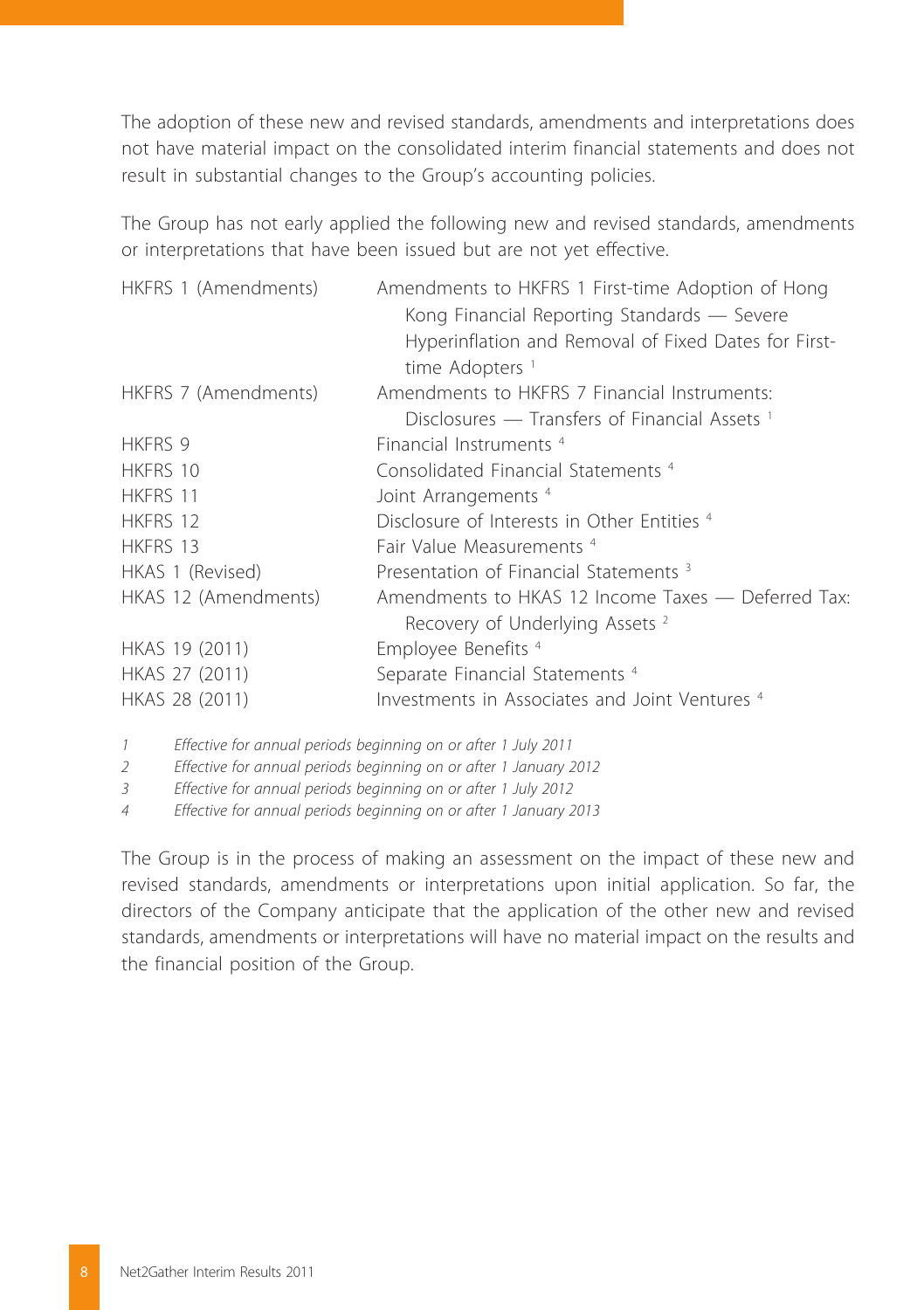The adoption of these new and revised standards, amendments and interpretations does not have material impact on the consolidated interim financial statements and does not result in substantial changes to the Group's accounting policies.

The Group has not early applied the following new and revised standards, amendments or interpretations that have been issued but are not yet effective.

| | |
|---|---|
| HKFRS 1 (Amendments) | Amendments to HKFRS 1 First-time Adoption of Hong Kong Financial Reporting Standards — Severe Hyperinflation and Removal of Fixed Dates for First-time Adopters [1] |
| HKFRS 7 (Amendments) | Amendments to HKFRS 7 Financial Instruments: Disclosures — Transfers of Financial Assets [1] |
| HKFRS 9 | Financial Instruments [4] |
| HKFRS 10 | Consolidated Financial Statements [4] |
| HKFRS 11 | Joint Arrangements [4] |
| HKFRS 12 | Disclosure of Interests in Other Entities [4] |
| HKFRS 13 | Fair Value Measurements [4] |
| HKAS 1 (Revised) | Presentation of Financial Statements [3] |
| HKAS 12 (Amendments) | Amendments to HKAS 12 Income Taxes — Deferred Tax: Recovery of Underlying Assets [2] |
| HKAS 19 (2011) | Employee Benefits [4] |
| HKAS 27 (2011) | Separate Financial Statements [4] |
| HKAS 28 (2011) | Investments in Associates and Joint Ventures [4] |

1 *Effective for annual periods beginning on or after 1 July 2011*
2 *Effective for annual periods beginning on or after 1 January 2012*
3 *Effective for annual periods beginning on or after 1 July 2012*
4 *Effective for annual periods beginning on or after 1 January 2013*

The Group is in the process of making an assessment on the impact of these new and revised standards, amendments or interpretations upon initial application. So far, the directors of the Company anticipate that the application of the other new and revised standards, amendments or interpretations will have no material impact on the results and the financial position of the Group.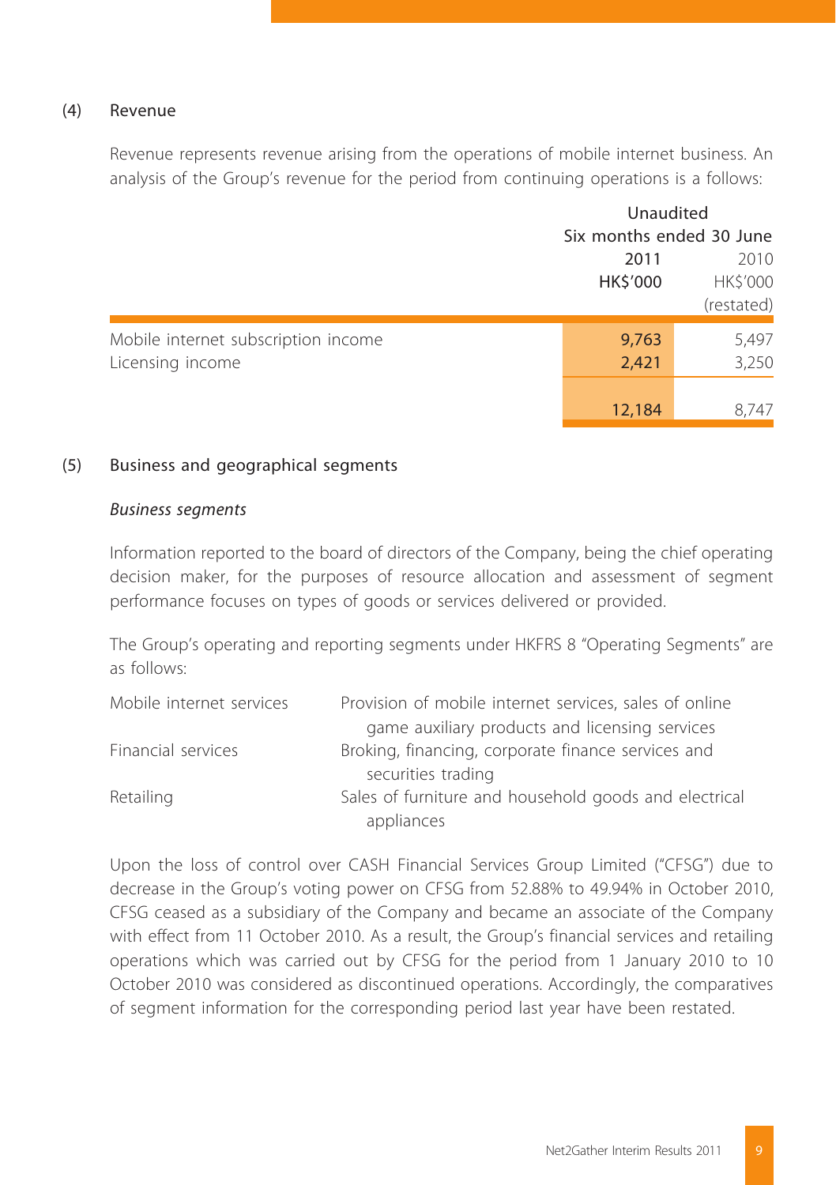(4) Revenue

Revenue represents revenue arising from the operations of mobile internet business. An analysis of the Group's revenue for the period from continuing operations is a follows:

| | Unaudited | |
|---|---|---|
| | Six months ended 30 June | |
| | 2011 | 2010 |
| | HK$'000 | HK$'000 |
| | | (restated) |
| Mobile internet subscription income | 9,763 | 5,497 |
| Licensing income | 2,421 | 3,250 |
| | 12,184 | 8,747 |

(5) Business and geographical segments

*Business segments*

Information reported to the board of directors of the Company, being the chief operating decision maker, for the purposes of resource allocation and assessment of segment performance focuses on types of goods or services delivered or provided.

The Group's operating and reporting segments under HKFRS 8 "Operating Segments" are as follows:

| | |
|---|---|
| Mobile internet services | Provision of mobile internet services, sales of online game auxiliary products and licensing services |
| Financial services | Broking, financing, corporate finance services and securities trading |
| Retailing | Sales of furniture and household goods and electrical appliances |

Upon the loss of control over CASH Financial Services Group Limited ("CFSG") due to decrease in the Group's voting power on CFSG from 52.88% to 49.94% in October 2010, CFSG ceased as a subsidiary of the Company and became an associate of the Company with effect from 11 October 2010. As a result, the Group's financial services and retailing operations which was carried out by CFSG for the period from 1 January 2010 to 10 October 2010 was considered as discontinued operations. Accordingly, the comparatives of segment information for the corresponding period last year have been restated.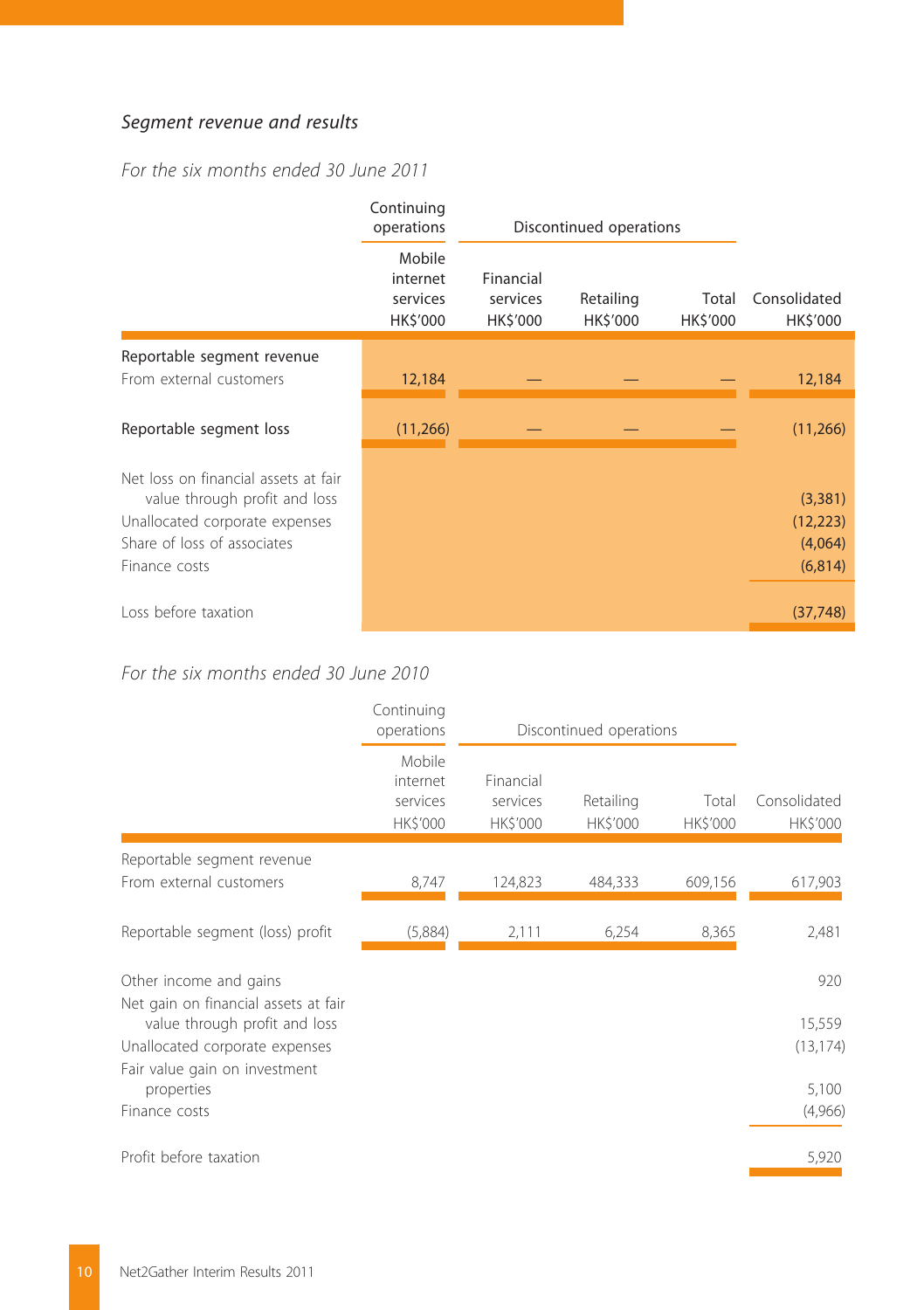### *Segment revenue and results*

*For the six months ended 30 June 2011*

| | Continuing operations | Discontinued operations | | | |
|---|---|---|---|---|---|
| | Mobile internet services HK$'000 | Financial services HK$'000 | Retailing HK$'000 | Total HK$'000 | Consolidated HK$'000 |
| Reportable segment revenue | | | | | |
| From external customers | 12,184 | — | — | — | 12,184 |
| Reportable segment loss | (11,266) | — | — | — | (11,266) |
| Net loss on financial assets at fair value through profit and loss | | | | | (3,381) |
| Unallocated corporate expenses | | | | | (12,223) |
| Share of loss of associates | | | | | (4,064) |
| Finance costs | | | | | (6,814) |
| Loss before taxation | | | | | (37,748) |

*For the six months ended 30 June 2010*

| | Continuing operations | Discontinued operations | | | |
|---|---|---|---|---|---|
| | Mobile internet services HK$'000 | Financial services HK$'000 | Retailing HK$'000 | Total HK$'000 | Consolidated HK$'000 |
| Reportable segment revenue | | | | | |
| From external customers | 8,747 | 124,823 | 484,333 | 609,156 | 617,903 |
| Reportable segment (loss) profit | (5,884) | 2,111 | 6,254 | 8,365 | 2,481 |
| Other income and gains | | | | | 920 |
| Net gain on financial assets at fair value through profit and loss | | | | | 15,559 |
| Unallocated corporate expenses | | | | | (13,174) |
| Fair value gain on investment properties | | | | | 5,100 |
| Finance costs | | | | | (4,966) |
| Profit before taxation | | | | | 5,920 |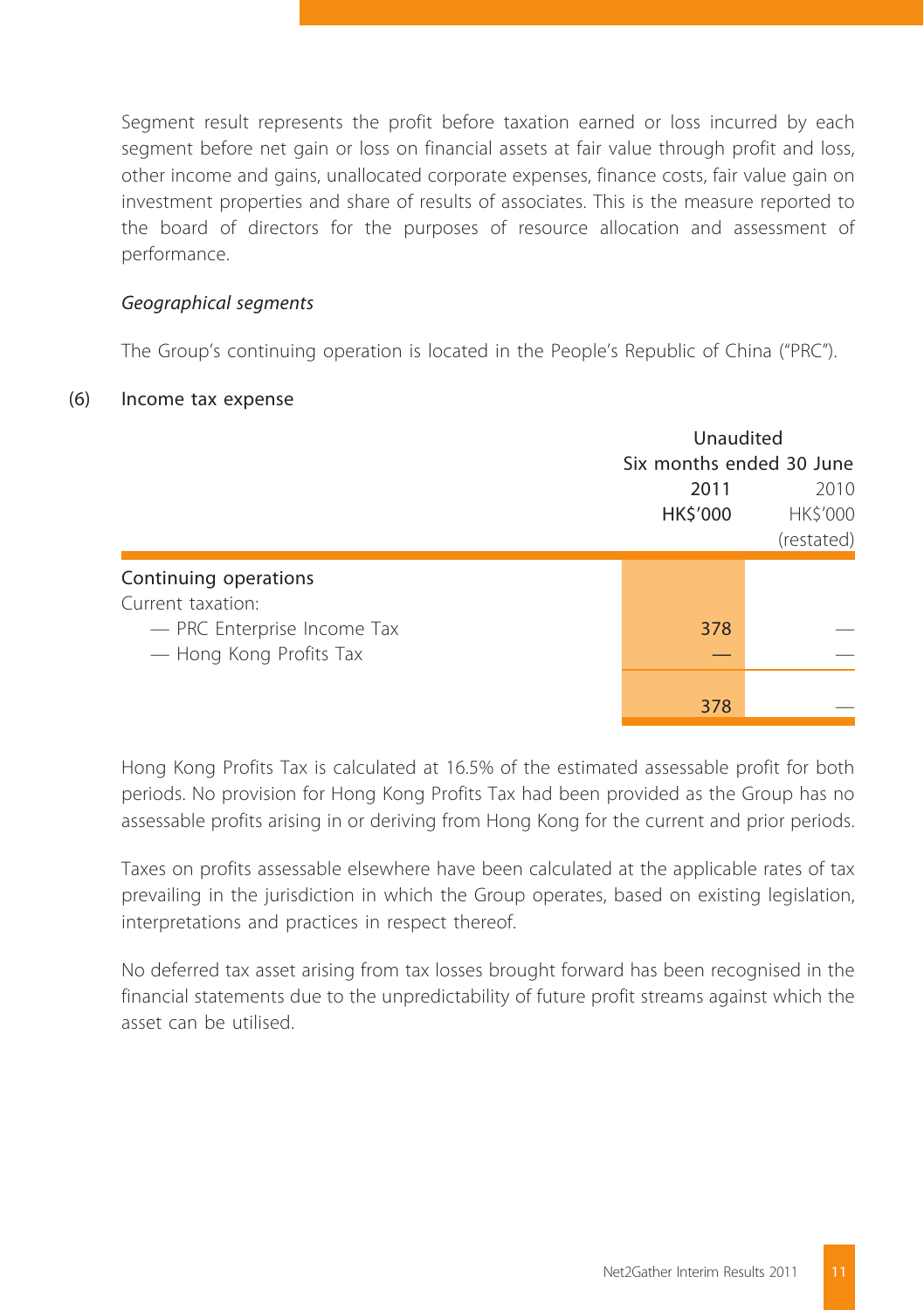Segment result represents the profit before taxation earned or loss incurred by each segment before net gain or loss on financial assets at fair value through profit and loss, other income and gains, unallocated corporate expenses, finance costs, fair value gain on investment properties and share of results of associates. This is the measure reported to the board of directors for the purposes of resource allocation and assessment of performance.

*Geographical segments*

The Group's continuing operation is located in the People's Republic of China ("PRC").

(6) Income tax expense

| | Unaudited | |
|---|---|---|
| | Six months ended 30 June | |
| | 2011 | 2010 |
| | HK$'000 | HK$'000 (restated) |
| Continuing operations | | |
| Current taxation: | | |
| — PRC Enterprise Income Tax | 378 | — |
| — Hong Kong Profits Tax | — | — |
| | 378 | — |

Hong Kong Profits Tax is calculated at 16.5% of the estimated assessable profit for both periods. No provision for Hong Kong Profits Tax had been provided as the Group has no assessable profits arising in or deriving from Hong Kong for the current and prior periods.

Taxes on profits assessable elsewhere have been calculated at the applicable rates of tax prevailing in the jurisdiction in which the Group operates, based on existing legislation, interpretations and practices in respect thereof.

No deferred tax asset arising from tax losses brought forward has been recognised in the financial statements due to the unpredictability of future profit streams against which the asset can be utilised.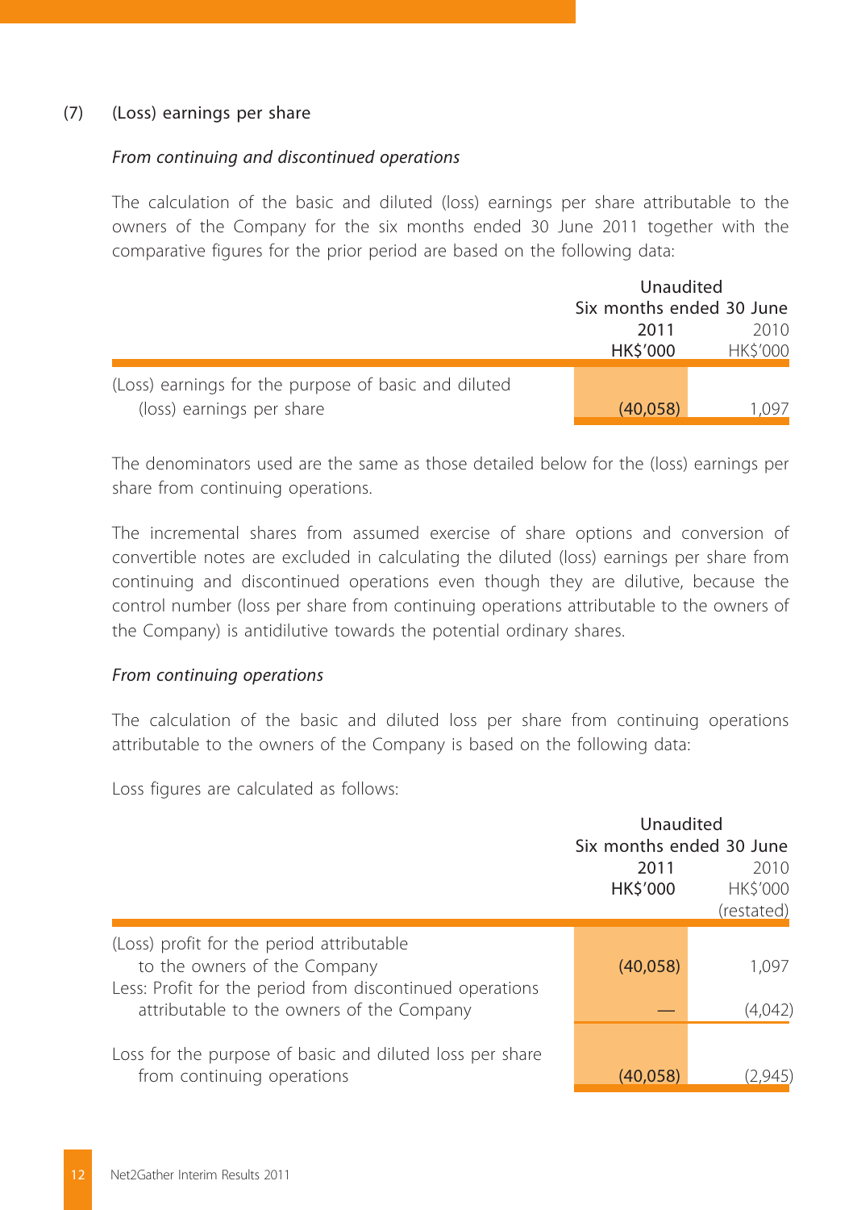(7) (Loss) earnings per share

*From continuing and discontinued operations*

The calculation of the basic and diluted (loss) earnings per share attributable to the owners of the Company for the six months ended 30 June 2011 together with the comparative figures for the prior period are based on the following data:

| | Unaudited | |
|---|---|---|
| | Six months ended 30 June | |
| | 2011 | 2010 |
| | HK$'000 | HK$'000 |
| (Loss) earnings for the purpose of basic and diluted (loss) earnings per share | (40,058) | 1,097 |

The denominators used are the same as those detailed below for the (loss) earnings per share from continuing operations.

The incremental shares from assumed exercise of share options and conversion of convertible notes are excluded in calculating the diluted (loss) earnings per share from continuing and discontinued operations even though they are dilutive, because the control number (loss per share from continuing operations attributable to the owners of the Company) is antidilutive towards the potential ordinary shares.

*From continuing operations*

The calculation of the basic and diluted loss per share from continuing operations attributable to the owners of the Company is based on the following data:

Loss figures are calculated as follows:

| | Unaudited | |
|---|---|---|
| | Six months ended 30 June | |
| | 2011 | 2010 |
| | HK$'000 | HK$'000 |
| | | (restated) |
| (Loss) profit for the period attributable to the owners of the Company | (40,058) | 1,097 |
| Less: Profit for the period from discontinued operations attributable to the owners of the Company | — | (4,042) |
| Loss for the purpose of basic and diluted loss per share from continuing operations | (40,058) | (2,945) |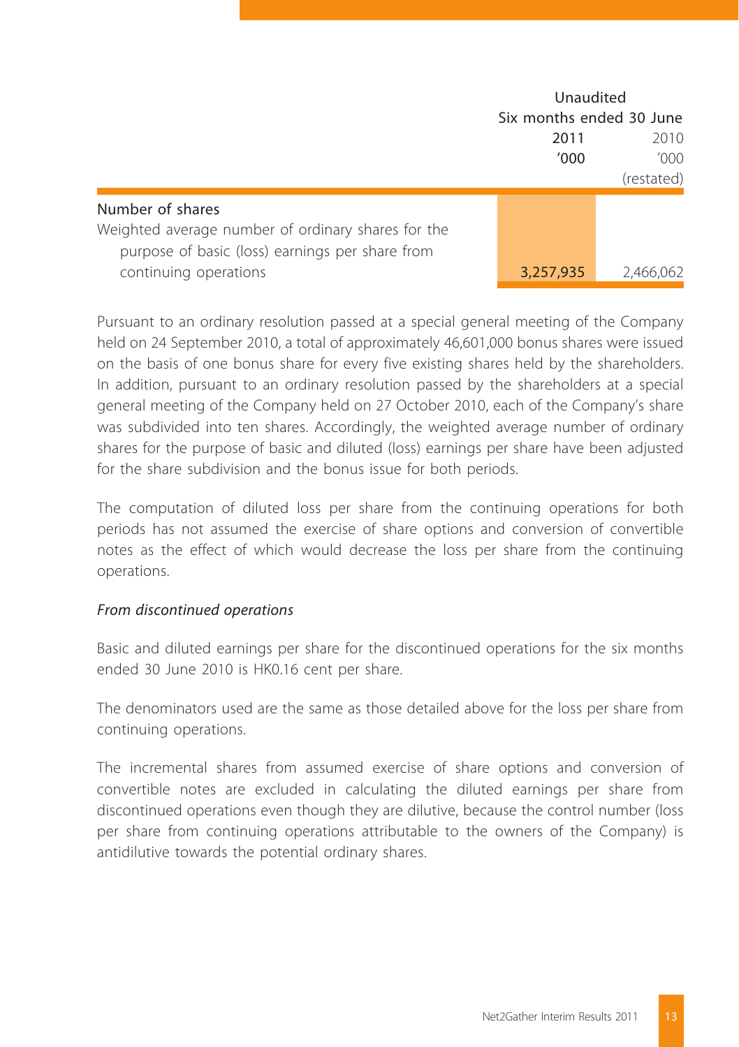| | Unaudited | |
|---|---|---|
| | Six months ended 30 June | |
| | 2011 | 2010 |
| | '000 | '000 |
| | | (restated) |
| **Number of shares** | | |
| Weighted average number of ordinary shares for the purpose of basic (loss) earnings per share from continuing operations | **3,257,935** | 2,466,062 |

Pursuant to an ordinary resolution passed at a special general meeting of the Company held on 24 September 2010, a total of approximately 46,601,000 bonus shares were issued on the basis of one bonus share for every five existing shares held by the shareholders. In addition, pursuant to an ordinary resolution passed by the shareholders at a special general meeting of the Company held on 27 October 2010, each of the Company's share was subdivided into ten shares. Accordingly, the weighted average number of ordinary shares for the purpose of basic and diluted (loss) earnings per share have been adjusted for the share subdivision and the bonus issue for both periods.

The computation of diluted loss per share from the continuing operations for both periods has not assumed the exercise of share options and conversion of convertible notes as the effect of which would decrease the loss per share from the continuing operations.

*From discontinued operations*

Basic and diluted earnings per share for the discontinued operations for the six months ended 30 June 2010 is HK0.16 cent per share.

The denominators used are the same as those detailed above for the loss per share from continuing operations.

The incremental shares from assumed exercise of share options and conversion of convertible notes are excluded in calculating the diluted earnings per share from discontinued operations even though they are dilutive, because the control number (loss per share from continuing operations attributable to the owners of the Company) is antidilutive towards the potential ordinary shares.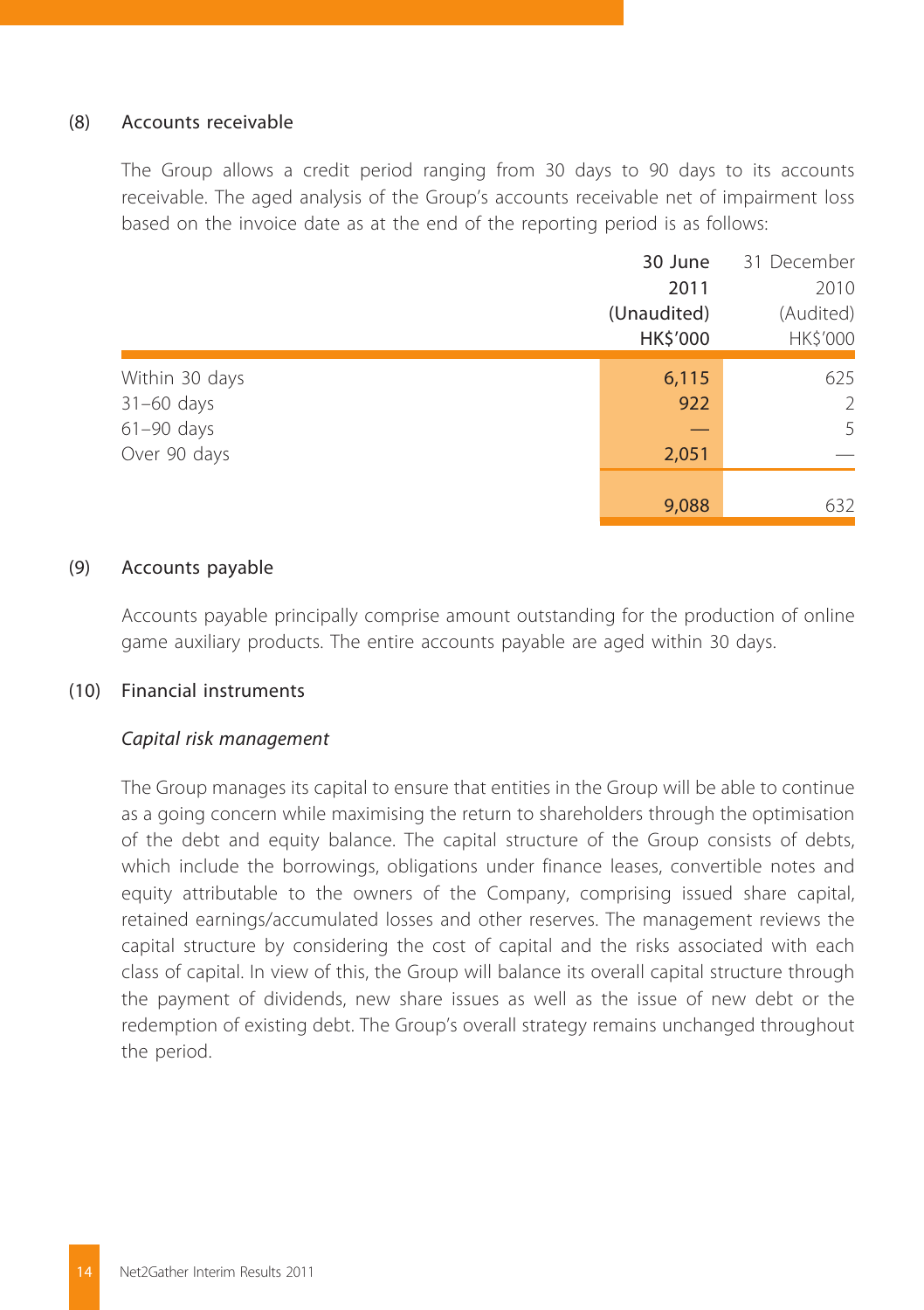### (8) Accounts receivable

The Group allows a credit period ranging from 30 days to 90 days to its accounts receivable. The aged analysis of the Group's accounts receivable net of impairment loss based on the invoice date as at the end of the reporting period is as follows:

| | 30 June 2011 (Unaudited) HK$'000 | 31 December 2010 (Audited) HK$'000 |
|---|---|---|
| Within 30 days | 6,115 | 625 |
| 31–60 days | 922 | 2 |
| 61–90 days | — | 5 |
| Over 90 days | 2,051 | — |
| | 9,088 | 632 |

### (9) Accounts payable

Accounts payable principally comprise amount outstanding for the production of online game auxiliary products. The entire accounts payable are aged within 30 days.

### (10) Financial instruments

*Capital risk management*

The Group manages its capital to ensure that entities in the Group will be able to continue as a going concern while maximising the return to shareholders through the optimisation of the debt and equity balance. The capital structure of the Group consists of debts, which include the borrowings, obligations under finance leases, convertible notes and equity attributable to the owners of the Company, comprising issued share capital, retained earnings/accumulated losses and other reserves. The management reviews the capital structure by considering the cost of capital and the risks associated with each class of capital. In view of this, the Group will balance its overall capital structure through the payment of dividends, new share issues as well as the issue of new debt or the redemption of existing debt. The Group's overall strategy remains unchanged throughout the period.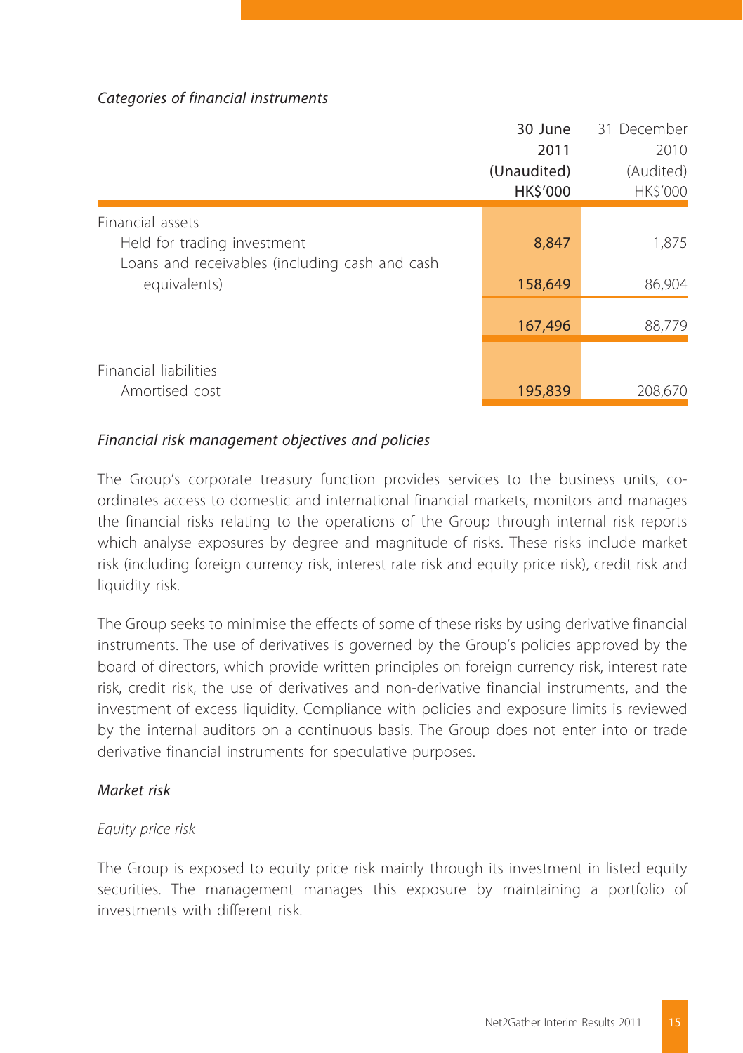*Categories of financial instruments*

| | 30 June 2011 (Unaudited) HK$'000 | 31 December 2010 (Audited) HK$'000 |
|---|---|---|
| Financial assets | | |
| Held for trading investment | 8,847 | 1,875 |
| Loans and receivables (including cash and cash equivalents) | 158,649 | 86,904 |
| | 167,496 | 88,779 |
| Financial liabilities | | |
| Amortised cost | 195,839 | 208,670 |

*Financial risk management objectives and policies*

The Group's corporate treasury function provides services to the business units, co-ordinates access to domestic and international financial markets, monitors and manages the financial risks relating to the operations of the Group through internal risk reports which analyse exposures by degree and magnitude of risks. These risks include market risk (including foreign currency risk, interest rate risk and equity price risk), credit risk and liquidity risk.

The Group seeks to minimise the effects of some of these risks by using derivative financial instruments. The use of derivatives is governed by the Group's policies approved by the board of directors, which provide written principles on foreign currency risk, interest rate risk, credit risk, the use of derivatives and non-derivative financial instruments, and the investment of excess liquidity. Compliance with policies and exposure limits is reviewed by the internal auditors on a continuous basis. The Group does not enter into or trade derivative financial instruments for speculative purposes.

*Market risk*

*Equity price risk*

The Group is exposed to equity price risk mainly through its investment in listed equity securities. The management manages this exposure by maintaining a portfolio of investments with different risk.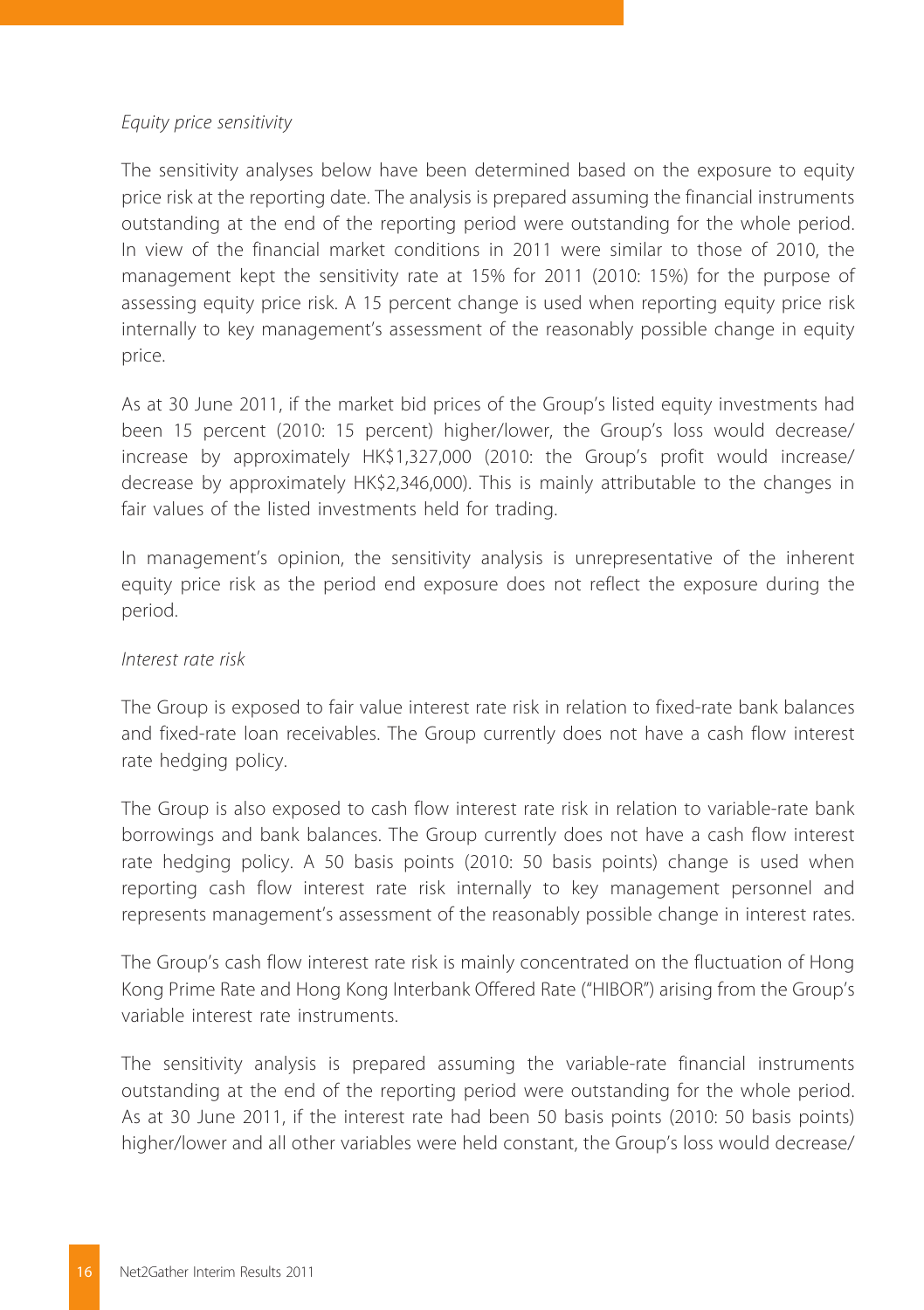*Equity price sensitivity*

The sensitivity analyses below have been determined based on the exposure to equity price risk at the reporting date. The analysis is prepared assuming the financial instruments outstanding at the end of the reporting period were outstanding for the whole period. In view of the financial market conditions in 2011 were similar to those of 2010, the management kept the sensitivity rate at 15% for 2011 (2010: 15%) for the purpose of assessing equity price risk. A 15 percent change is used when reporting equity price risk internally to key management's assessment of the reasonably possible change in equity price.

As at 30 June 2011, if the market bid prices of the Group's listed equity investments had been 15 percent (2010: 15 percent) higher/lower, the Group's loss would decrease/increase by approximately HK$1,327,000 (2010: the Group's profit would increase/decrease by approximately HK$2,346,000). This is mainly attributable to the changes in fair values of the listed investments held for trading.

In management's opinion, the sensitivity analysis is unrepresentative of the inherent equity price risk as the period end exposure does not reflect the exposure during the period.

*Interest rate risk*

The Group is exposed to fair value interest rate risk in relation to fixed-rate bank balances and fixed-rate loan receivables. The Group currently does not have a cash flow interest rate hedging policy.

The Group is also exposed to cash flow interest rate risk in relation to variable-rate bank borrowings and bank balances. The Group currently does not have a cash flow interest rate hedging policy. A 50 basis points (2010: 50 basis points) change is used when reporting cash flow interest rate risk internally to key management personnel and represents management's assessment of the reasonably possible change in interest rates.

The Group's cash flow interest rate risk is mainly concentrated on the fluctuation of Hong Kong Prime Rate and Hong Kong Interbank Offered Rate ("HIBOR") arising from the Group's variable interest rate instruments.

The sensitivity analysis is prepared assuming the variable-rate financial instruments outstanding at the end of the reporting period were outstanding for the whole period. As at 30 June 2011, if the interest rate had been 50 basis points (2010: 50 basis points) higher/lower and all other variables were held constant, the Group's loss would decrease/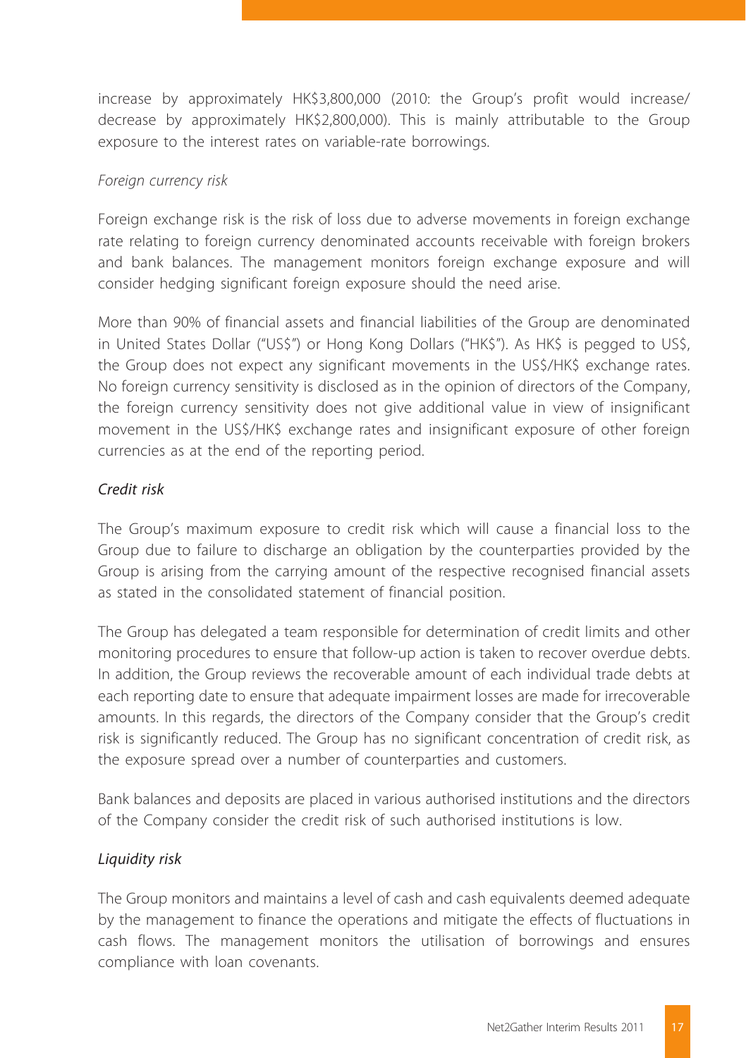increase by approximately HK$3,800,000 (2010: the Group's profit would increase/decrease by approximately HK$2,800,000). This is mainly attributable to the Group exposure to the interest rates on variable-rate borrowings.

*Foreign currency risk*

Foreign exchange risk is the risk of loss due to adverse movements in foreign exchange rate relating to foreign currency denominated accounts receivable with foreign brokers and bank balances. The management monitors foreign exchange exposure and will consider hedging significant foreign exposure should the need arise.

More than 90% of financial assets and financial liabilities of the Group are denominated in United States Dollar ("US$") or Hong Kong Dollars ("HK$"). As HK$ is pegged to US$, the Group does not expect any significant movements in the US$/HK$ exchange rates. No foreign currency sensitivity is disclosed as in the opinion of directors of the Company, the foreign currency sensitivity does not give additional value in view of insignificant movement in the US$/HK$ exchange rates and insignificant exposure of other foreign currencies as at the end of the reporting period.

*Credit risk*

The Group's maximum exposure to credit risk which will cause a financial loss to the Group due to failure to discharge an obligation by the counterparties provided by the Group is arising from the carrying amount of the respective recognised financial assets as stated in the consolidated statement of financial position.

The Group has delegated a team responsible for determination of credit limits and other monitoring procedures to ensure that follow-up action is taken to recover overdue debts. In addition, the Group reviews the recoverable amount of each individual trade debts at each reporting date to ensure that adequate impairment losses are made for irrecoverable amounts. In this regards, the directors of the Company consider that the Group's credit risk is significantly reduced. The Group has no significant concentration of credit risk, as the exposure spread over a number of counterparties and customers.

Bank balances and deposits are placed in various authorised institutions and the directors of the Company consider the credit risk of such authorised institutions is low.

*Liquidity risk*

The Group monitors and maintains a level of cash and cash equivalents deemed adequate by the management to finance the operations and mitigate the effects of fluctuations in cash flows. The management monitors the utilisation of borrowings and ensures compliance with loan covenants.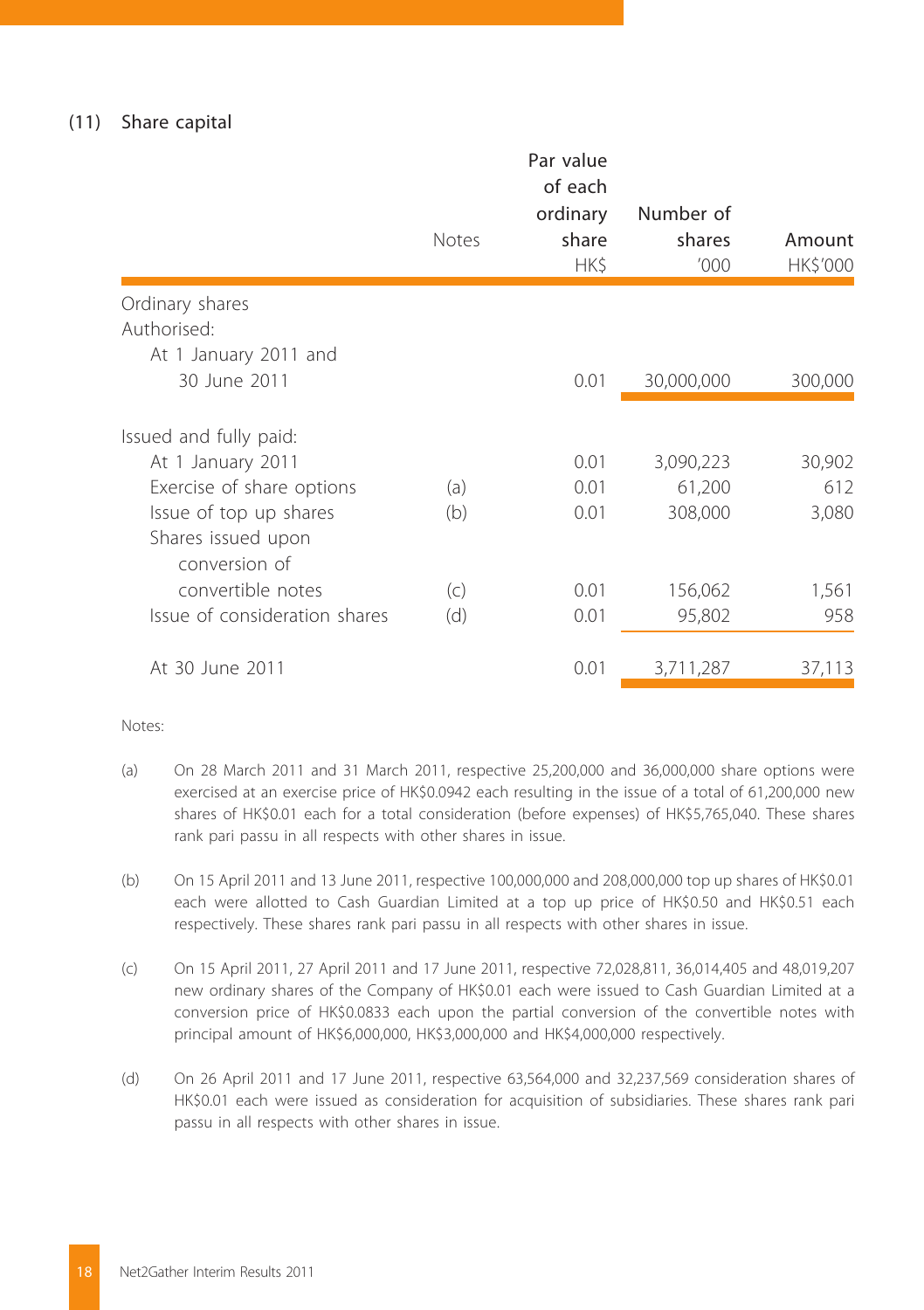## (11) Share capital

| | Notes | Par value of each ordinary share | Number of shares | Amount |
|---|---|---|---|---|
| | | HK$ | '000 | HK$'000 |
| Ordinary shares | | | | |
| Authorised: | | | | |
| At 1 January 2011 and 30 June 2011 | | 0.01 | 30,000,000 | 300,000 |
| Issued and fully paid: | | | | |
| At 1 January 2011 | | 0.01 | 3,090,223 | 30,902 |
| Exercise of share options | (a) | 0.01 | 61,200 | 612 |
| Issue of top up shares | (b) | 0.01 | 308,000 | 3,080 |
| Shares issued upon conversion of convertible notes | (c) | 0.01 | 156,062 | 1,561 |
| Issue of consideration shares | (d) | 0.01 | 95,802 | 958 |
| At 30 June 2011 | | 0.01 | 3,711,287 | 37,113 |

Notes:

(a) On 28 March 2011 and 31 March 2011, respective 25,200,000 and 36,000,000 share options were exercised at an exercise price of HK$0.0942 each resulting in the issue of a total of 61,200,000 new shares of HK$0.01 each for a total consideration (before expenses) of HK$5,765,040. These shares rank pari passu in all respects with other shares in issue.

(b) On 15 April 2011 and 13 June 2011, respective 100,000,000 and 208,000,000 top up shares of HK$0.01 each were allotted to Cash Guardian Limited at a top up price of HK$0.50 and HK$0.51 each respectively. These shares rank pari passu in all respects with other shares in issue.

(c) On 15 April 2011, 27 April 2011 and 17 June 2011, respective 72,028,811, 36,014,405 and 48,019,207 new ordinary shares of the Company of HK$0.01 each were issued to Cash Guardian Limited at a conversion price of HK$0.0833 each upon the partial conversion of the convertible notes with principal amount of HK$6,000,000, HK$3,000,000 and HK$4,000,000 respectively.

(d) On 26 April 2011 and 17 June 2011, respective 63,564,000 and 32,237,569 consideration shares of HK$0.01 each were issued as consideration for acquisition of subsidiaries. These shares rank pari passu in all respects with other shares in issue.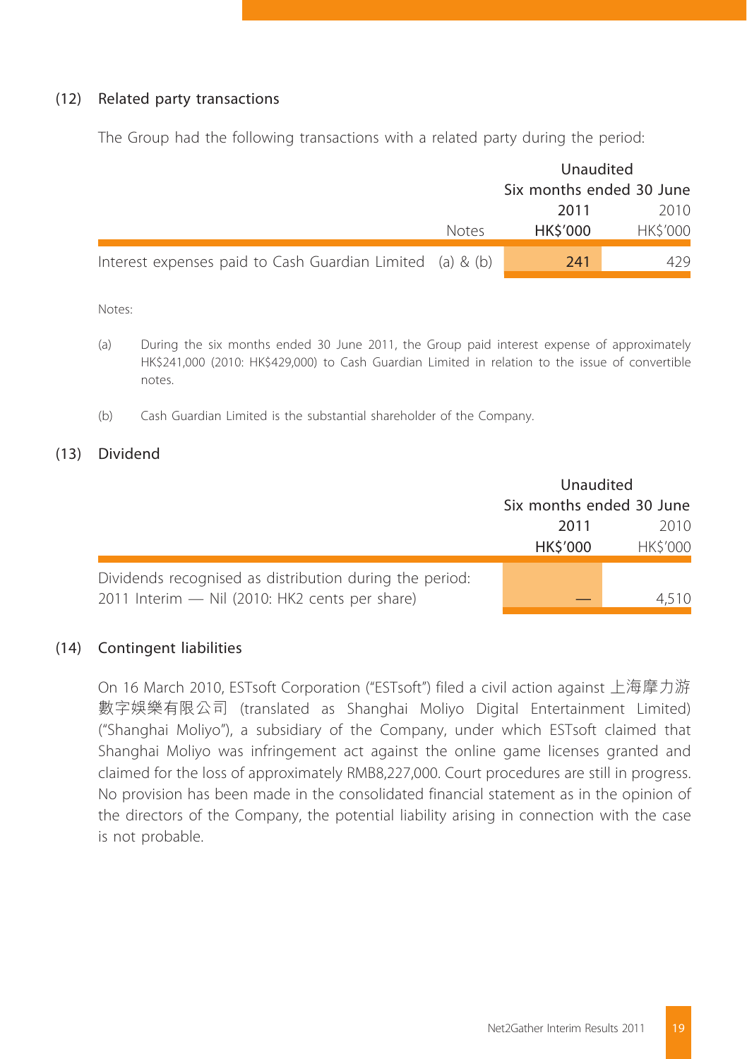## (12) Related party transactions

The Group had the following transactions with a related party during the period:

| | Notes | Unaudited Six months ended 30 June 2011 HK$'000 | 2010 HK$'000 |
|---|---|---|---|
| Interest expenses paid to Cash Guardian Limited | (a) & (b) | **241** | 429 |

Notes:

(a) During the six months ended 30 June 2011, the Group paid interest expense of approximately HK$241,000 (2010: HK$429,000) to Cash Guardian Limited in relation to the issue of convertible notes.

(b) Cash Guardian Limited is the substantial shareholder of the Company.

## (13) Dividend

| | Unaudited Six months ended 30 June 2011 HK$'000 | 2010 HK$'000 |
|---|---|---|
| Dividends recognised as distribution during the period: 2011 Interim — Nil (2010: HK2 cents per share) | — | 4,510 |

## (14) Contingent liabilities

On 16 March 2010, ESTsoft Corporation ("ESTsoft") filed a civil action against 上海摩力游數字娛樂有限公司 (translated as Shanghai Moliyo Digital Entertainment Limited) ("Shanghai Moliyo"), a subsidiary of the Company, under which ESTsoft claimed that Shanghai Moliyo was infringement act against the online game licenses granted and claimed for the loss of approximately RMB8,227,000. Court procedures are still in progress. No provision has been made in the consolidated financial statement as in the opinion of the directors of the Company, the potential liability arising in connection with the case is not probable.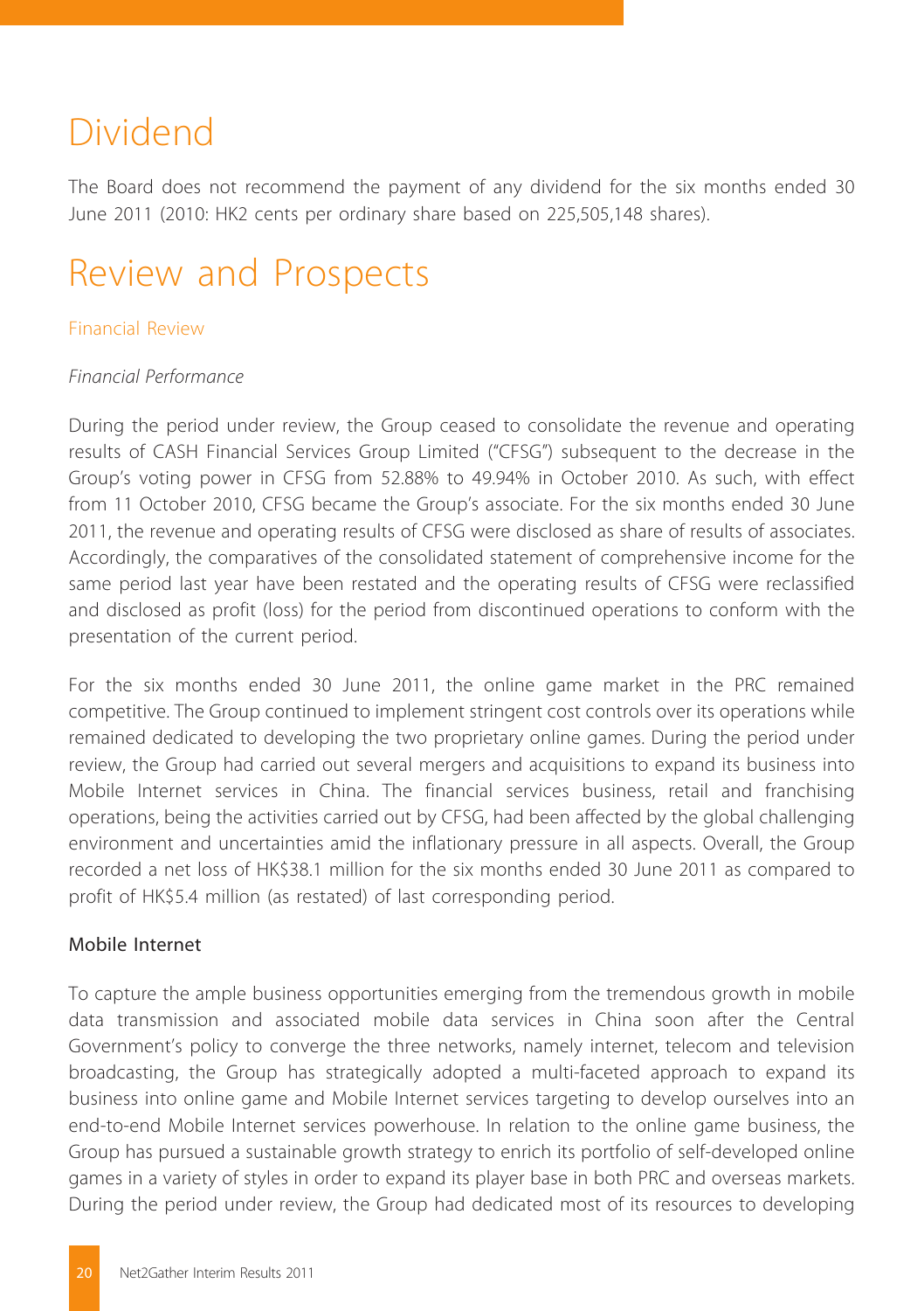# Dividend

The Board does not recommend the payment of any dividend for the six months ended 30 June 2011 (2010: HK2 cents per ordinary share based on 225,505,148 shares).

# Review and Prospects

## Financial Review

*Financial Performance*

During the period under review, the Group ceased to consolidate the revenue and operating results of CASH Financial Services Group Limited ("CFSG") subsequent to the decrease in the Group's voting power in CFSG from 52.88% to 49.94% in October 2010. As such, with effect from 11 October 2010, CFSG became the Group's associate. For the six months ended 30 June 2011, the revenue and operating results of CFSG were disclosed as share of results of associates. Accordingly, the comparatives of the consolidated statement of comprehensive income for the same period last year have been restated and the operating results of CFSG were reclassified and disclosed as profit (loss) for the period from discontinued operations to conform with the presentation of the current period.

For the six months ended 30 June 2011, the online game market in the PRC remained competitive. The Group continued to implement stringent cost controls over its operations while remained dedicated to developing the two proprietary online games. During the period under review, the Group had carried out several mergers and acquisitions to expand its business into Mobile Internet services in China. The financial services business, retail and franchising operations, being the activities carried out by CFSG, had been affected by the global challenging environment and uncertainties amid the inflationary pressure in all aspects. Overall, the Group recorded a net loss of HK$38.1 million for the six months ended 30 June 2011 as compared to profit of HK$5.4 million (as restated) of last corresponding period.

### Mobile Internet

To capture the ample business opportunities emerging from the tremendous growth in mobile data transmission and associated mobile data services in China soon after the Central Government's policy to converge the three networks, namely internet, telecom and television broadcasting, the Group has strategically adopted a multi-faceted approach to expand its business into online game and Mobile Internet services targeting to develop ourselves into an end-to-end Mobile Internet services powerhouse. In relation to the online game business, the Group has pursued a sustainable growth strategy to enrich its portfolio of self-developed online games in a variety of styles in order to expand its player base in both PRC and overseas markets. During the period under review, the Group had dedicated most of its resources to developing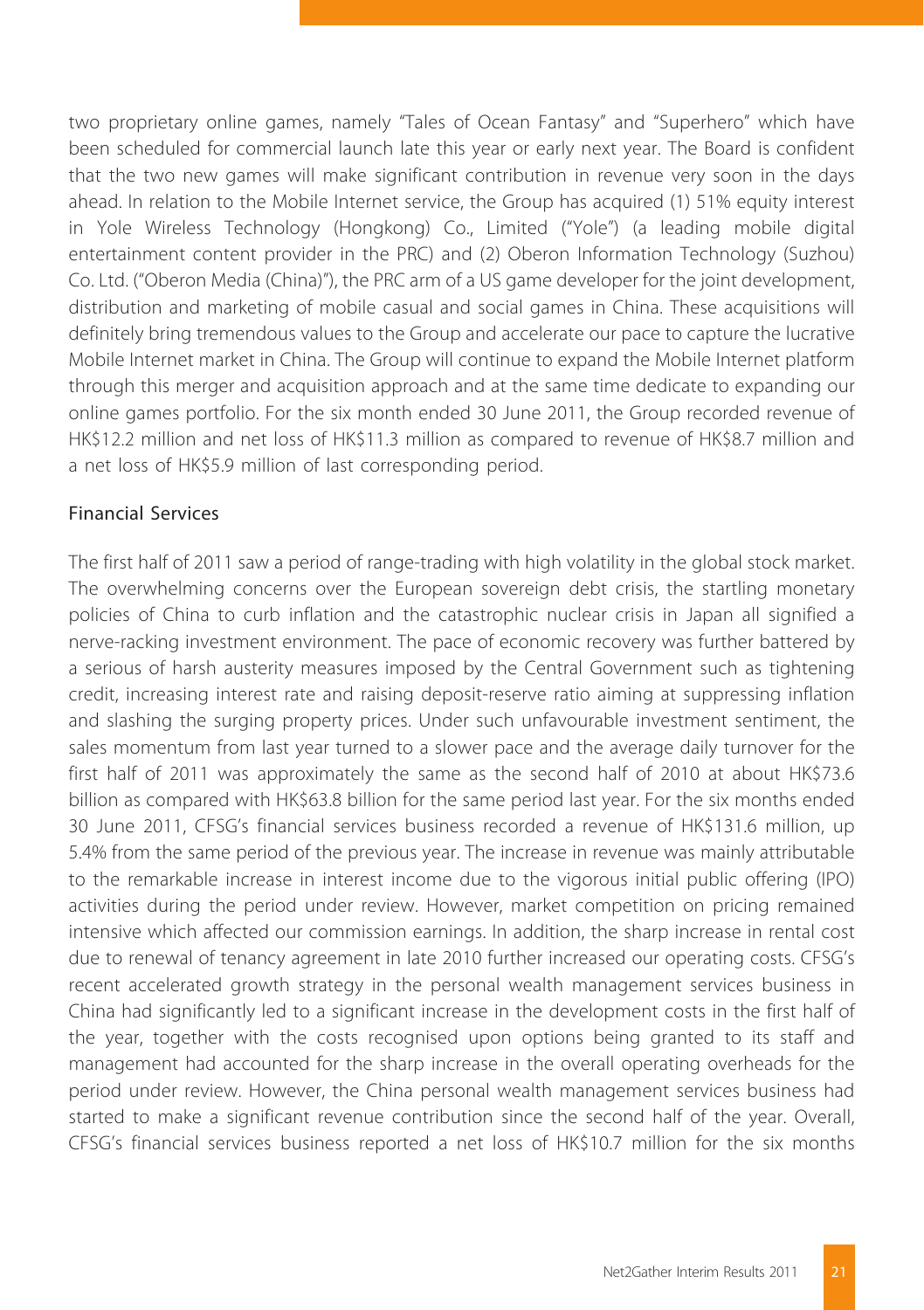two proprietary online games, namely "Tales of Ocean Fantasy" and "Superhero" which have been scheduled for commercial launch late this year or early next year. The Board is confident that the two new games will make significant contribution in revenue very soon in the days ahead. In relation to the Mobile Internet service, the Group has acquired (1) 51% equity interest in Yole Wireless Technology (Hongkong) Co., Limited ("Yole") (a leading mobile digital entertainment content provider in the PRC) and (2) Oberon Information Technology (Suzhou) Co. Ltd. ("Oberon Media (China)"), the PRC arm of a US game developer for the joint development, distribution and marketing of mobile casual and social games in China. These acquisitions will definitely bring tremendous values to the Group and accelerate our pace to capture the lucrative Mobile Internet market in China. The Group will continue to expand the Mobile Internet platform through this merger and acquisition approach and at the same time dedicate to expanding our online games portfolio. For the six month ended 30 June 2011, the Group recorded revenue of HK$12.2 million and net loss of HK$11.3 million as compared to revenue of HK$8.7 million and a net loss of HK$5.9 million of last corresponding period.

### Financial Services

The first half of 2011 saw a period of range-trading with high volatility in the global stock market. The overwhelming concerns over the European sovereign debt crisis, the startling monetary policies of China to curb inflation and the catastrophic nuclear crisis in Japan all signified a nerve-racking investment environment. The pace of economic recovery was further battered by a serious of harsh austerity measures imposed by the Central Government such as tightening credit, increasing interest rate and raising deposit-reserve ratio aiming at suppressing inflation and slashing the surging property prices. Under such unfavourable investment sentiment, the sales momentum from last year turned to a slower pace and the average daily turnover for the first half of 2011 was approximately the same as the second half of 2010 at about HK$73.6 billion as compared with HK$63.8 billion for the same period last year. For the six months ended 30 June 2011, CFSG's financial services business recorded a revenue of HK$131.6 million, up 5.4% from the same period of the previous year. The increase in revenue was mainly attributable to the remarkable increase in interest income due to the vigorous initial public offering (IPO) activities during the period under review. However, market competition on pricing remained intensive which affected our commission earnings. In addition, the sharp increase in rental cost due to renewal of tenancy agreement in late 2010 further increased our operating costs. CFSG's recent accelerated growth strategy in the personal wealth management services business in China had significantly led to a significant increase in the development costs in the first half of the year, together with the costs recognised upon options being granted to its staff and management had accounted for the sharp increase in the overall operating overheads for the period under review. However, the China personal wealth management services business had started to make a significant revenue contribution since the second half of the year. Overall, CFSG's financial services business reported a net loss of HK$10.7 million for the six months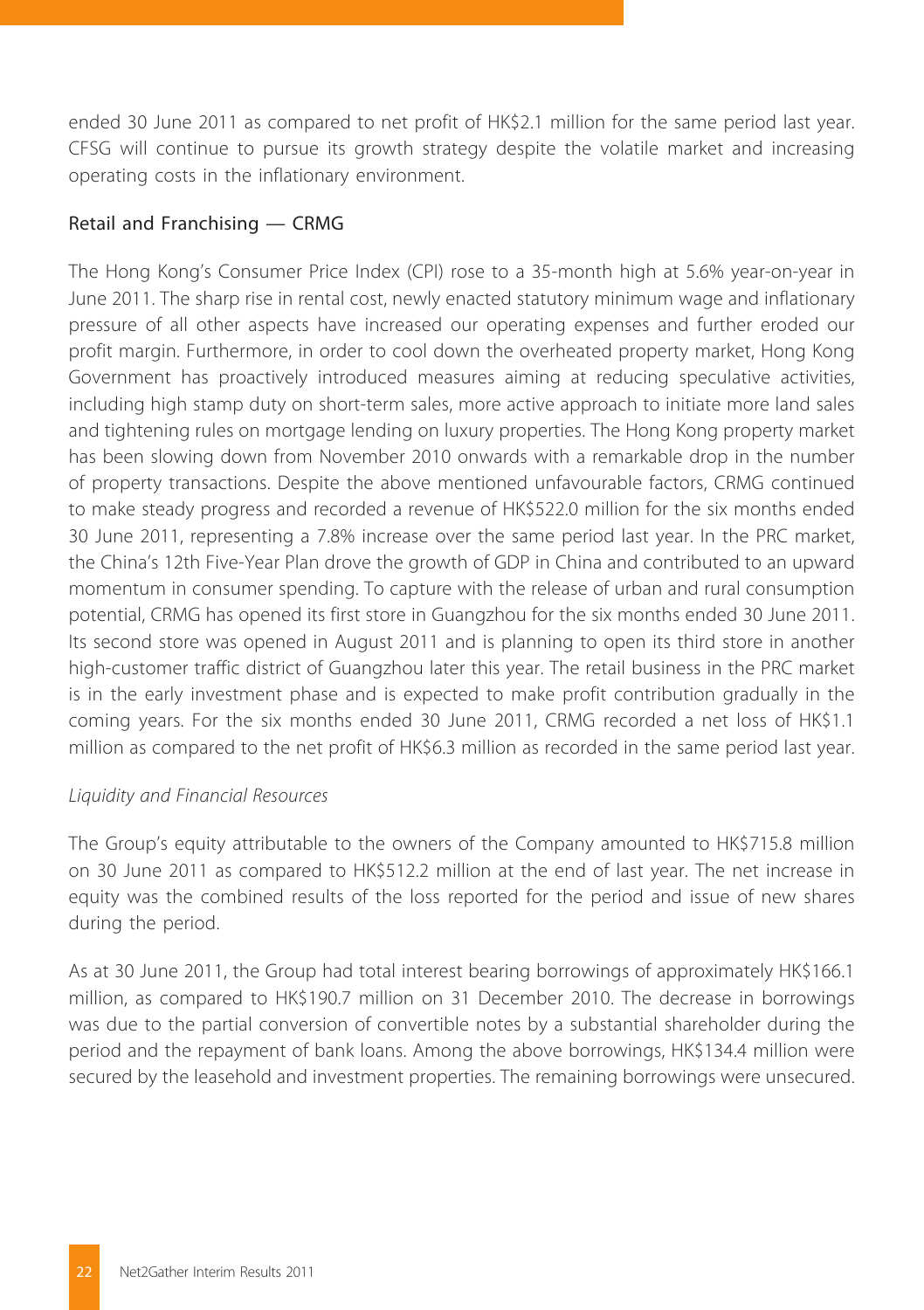ended 30 June 2011 as compared to net profit of HK$2.1 million for the same period last year. CFSG will continue to pursue its growth strategy despite the volatile market and increasing operating costs in the inflationary environment.

Retail and Franchising — CRMG

The Hong Kong's Consumer Price Index (CPI) rose to a 35-month high at 5.6% year-on-year in June 2011. The sharp rise in rental cost, newly enacted statutory minimum wage and inflationary pressure of all other aspects have increased our operating expenses and further eroded our profit margin. Furthermore, in order to cool down the overheated property market, Hong Kong Government has proactively introduced measures aiming at reducing speculative activities, including high stamp duty on short-term sales, more active approach to initiate more land sales and tightening rules on mortgage lending on luxury properties. The Hong Kong property market has been slowing down from November 2010 onwards with a remarkable drop in the number of property transactions. Despite the above mentioned unfavourable factors, CRMG continued to make steady progress and recorded a revenue of HK$522.0 million for the six months ended 30 June 2011, representing a 7.8% increase over the same period last year. In the PRC market, the China's 12th Five-Year Plan drove the growth of GDP in China and contributed to an upward momentum in consumer spending. To capture with the release of urban and rural consumption potential, CRMG has opened its first store in Guangzhou for the six months ended 30 June 2011. Its second store was opened in August 2011 and is planning to open its third store in another high-customer traffic district of Guangzhou later this year. The retail business in the PRC market is in the early investment phase and is expected to make profit contribution gradually in the coming years. For the six months ended 30 June 2011, CRMG recorded a net loss of HK$1.1 million as compared to the net profit of HK$6.3 million as recorded in the same period last year.

*Liquidity and Financial Resources*

The Group's equity attributable to the owners of the Company amounted to HK$715.8 million on 30 June 2011 as compared to HK$512.2 million at the end of last year. The net increase in equity was the combined results of the loss reported for the period and issue of new shares during the period.

As at 30 June 2011, the Group had total interest bearing borrowings of approximately HK$166.1 million, as compared to HK$190.7 million on 31 December 2010. The decrease in borrowings was due to the partial conversion of convertible notes by a substantial shareholder during the period and the repayment of bank loans. Among the above borrowings, HK$134.4 million were secured by the leasehold and investment properties. The remaining borrowings were unsecured.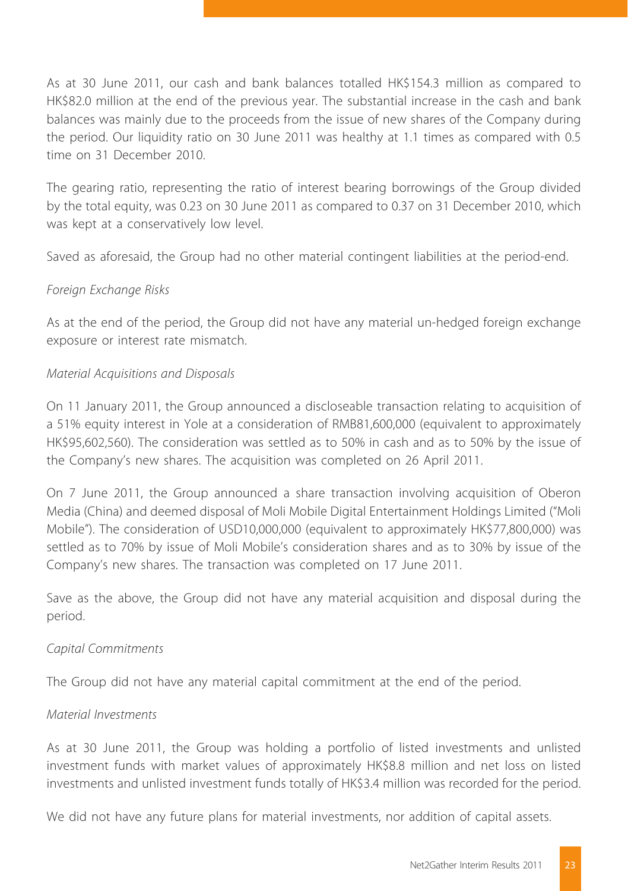As at 30 June 2011, our cash and bank balances totalled HK$154.3 million as compared to HK$82.0 million at the end of the previous year. The substantial increase in the cash and bank balances was mainly due to the proceeds from the issue of new shares of the Company during the period. Our liquidity ratio on 30 June 2011 was healthy at 1.1 times as compared with 0.5 time on 31 December 2010.

The gearing ratio, representing the ratio of interest bearing borrowings of the Group divided by the total equity, was 0.23 on 30 June 2011 as compared to 0.37 on 31 December 2010, which was kept at a conservatively low level.

Saved as aforesaid, the Group had no other material contingent liabilities at the period-end.

*Foreign Exchange Risks*

As at the end of the period, the Group did not have any material un-hedged foreign exchange exposure or interest rate mismatch.

*Material Acquisitions and Disposals*

On 11 January 2011, the Group announced a discloseable transaction relating to acquisition of a 51% equity interest in Yole at a consideration of RMB81,600,000 (equivalent to approximately HK$95,602,560). The consideration was settled as to 50% in cash and as to 50% by the issue of the Company's new shares. The acquisition was completed on 26 April 2011.

On 7 June 2011, the Group announced a share transaction involving acquisition of Oberon Media (China) and deemed disposal of Moli Mobile Digital Entertainment Holdings Limited ("Moli Mobile"). The consideration of USD10,000,000 (equivalent to approximately HK$77,800,000) was settled as to 70% by issue of Moli Mobile's consideration shares and as to 30% by issue of the Company's new shares. The transaction was completed on 17 June 2011.

Save as the above, the Group did not have any material acquisition and disposal during the period.

*Capital Commitments*

The Group did not have any material capital commitment at the end of the period.

*Material Investments*

As at 30 June 2011, the Group was holding a portfolio of listed investments and unlisted investment funds with market values of approximately HK$8.8 million and net loss on listed investments and unlisted investment funds totally of HK$3.4 million was recorded for the period.

We did not have any future plans for material investments, nor addition of capital assets.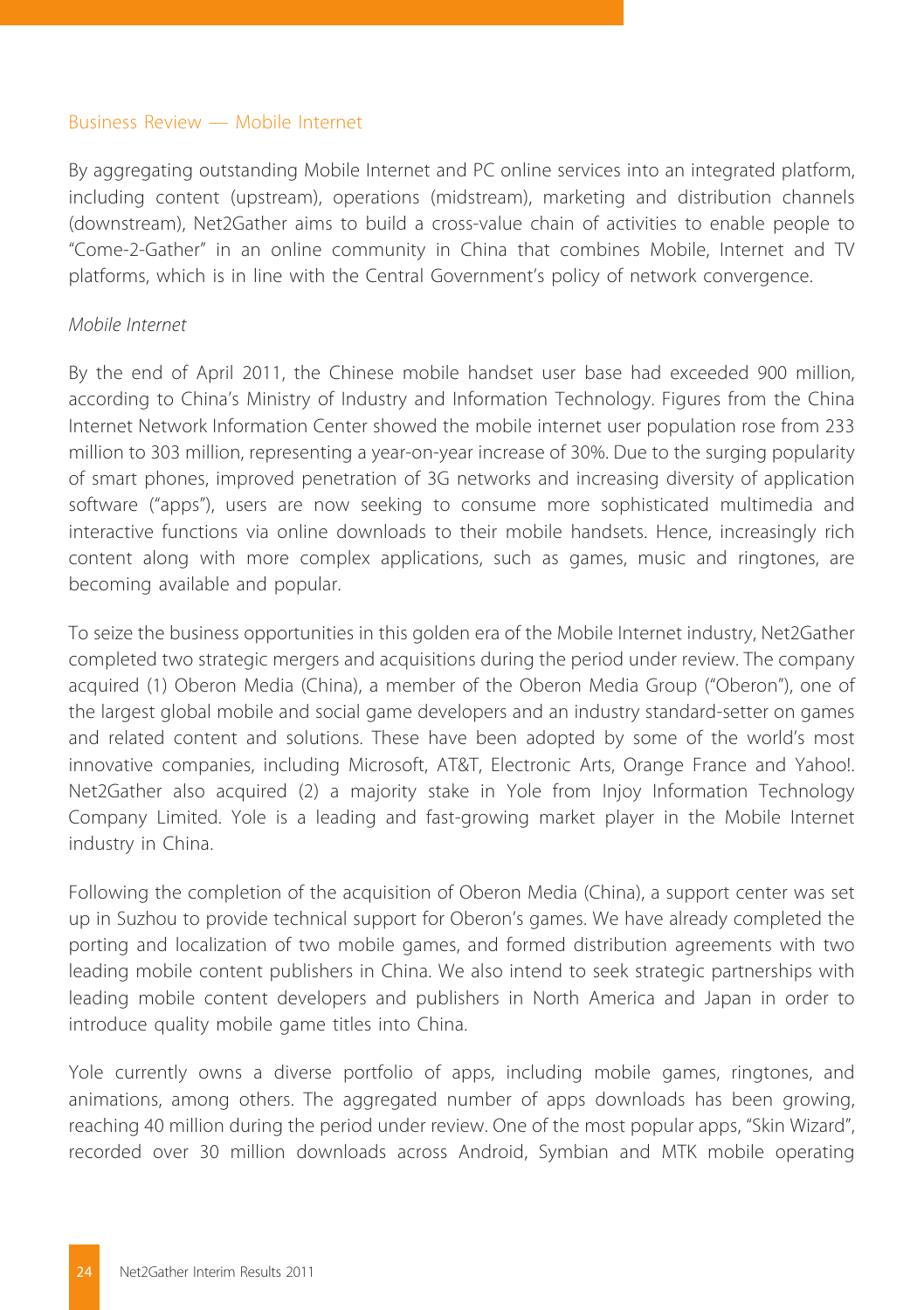## Business Review — Mobile Internet

By aggregating outstanding Mobile Internet and PC online services into an integrated platform, including content (upstream), operations (midstream), marketing and distribution channels (downstream), Net2Gather aims to build a cross-value chain of activities to enable people to "Come-2-Gather" in an online community in China that combines Mobile, Internet and TV platforms, which is in line with the Central Government's policy of network convergence.

### *Mobile Internet*

By the end of April 2011, the Chinese mobile handset user base had exceeded 900 million, according to China's Ministry of Industry and Information Technology. Figures from the China Internet Network Information Center showed the mobile internet user population rose from 233 million to 303 million, representing a year-on-year increase of 30%. Due to the surging popularity of smart phones, improved penetration of 3G networks and increasing diversity of application software ("apps"), users are now seeking to consume more sophisticated multimedia and interactive functions via online downloads to their mobile handsets. Hence, increasingly rich content along with more complex applications, such as games, music and ringtones, are becoming available and popular.

To seize the business opportunities in this golden era of the Mobile Internet industry, Net2Gather completed two strategic mergers and acquisitions during the period under review. The company acquired (1) Oberon Media (China), a member of the Oberon Media Group ("Oberon"), one of the largest global mobile and social game developers and an industry standard-setter on games and related content and solutions. These have been adopted by some of the world's most innovative companies, including Microsoft, AT&T, Electronic Arts, Orange France and Yahoo!. Net2Gather also acquired (2) a majority stake in Yole from Injoy Information Technology Company Limited. Yole is a leading and fast-growing market player in the Mobile Internet industry in China.

Following the completion of the acquisition of Oberon Media (China), a support center was set up in Suzhou to provide technical support for Oberon's games. We have already completed the porting and localization of two mobile games, and formed distribution agreements with two leading mobile content publishers in China. We also intend to seek strategic partnerships with leading mobile content developers and publishers in North America and Japan in order to introduce quality mobile game titles into China.

Yole currently owns a diverse portfolio of apps, including mobile games, ringtones, and animations, among others. The aggregated number of apps downloads has been growing, reaching 40 million during the period under review. One of the most popular apps, "Skin Wizard", recorded over 30 million downloads across Android, Symbian and MTK mobile operating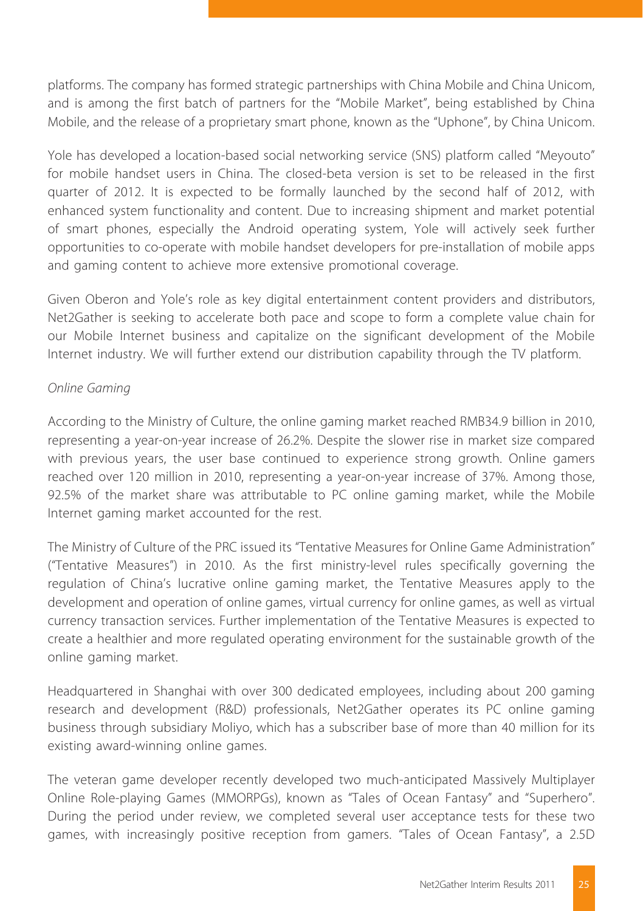platforms. The company has formed strategic partnerships with China Mobile and China Unicom, and is among the first batch of partners for the "Mobile Market", being established by China Mobile, and the release of a proprietary smart phone, known as the "Uphone", by China Unicom.

Yole has developed a location-based social networking service (SNS) platform called "Meyouto" for mobile handset users in China. The closed-beta version is set to be released in the first quarter of 2012. It is expected to be formally launched by the second half of 2012, with enhanced system functionality and content. Due to increasing shipment and market potential of smart phones, especially the Android operating system, Yole will actively seek further opportunities to co-operate with mobile handset developers for pre-installation of mobile apps and gaming content to achieve more extensive promotional coverage.

Given Oberon and Yole's role as key digital entertainment content providers and distributors, Net2Gather is seeking to accelerate both pace and scope to form a complete value chain for our Mobile Internet business and capitalize on the significant development of the Mobile Internet industry. We will further extend our distribution capability through the TV platform.

*Online Gaming*

According to the Ministry of Culture, the online gaming market reached RMB34.9 billion in 2010, representing a year-on-year increase of 26.2%. Despite the slower rise in market size compared with previous years, the user base continued to experience strong growth. Online gamers reached over 120 million in 2010, representing a year-on-year increase of 37%. Among those, 92.5% of the market share was attributable to PC online gaming market, while the Mobile Internet gaming market accounted for the rest.

The Ministry of Culture of the PRC issued its "Tentative Measures for Online Game Administration" ("Tentative Measures") in 2010. As the first ministry-level rules specifically governing the regulation of China's lucrative online gaming market, the Tentative Measures apply to the development and operation of online games, virtual currency for online games, as well as virtual currency transaction services. Further implementation of the Tentative Measures is expected to create a healthier and more regulated operating environment for the sustainable growth of the online gaming market.

Headquartered in Shanghai with over 300 dedicated employees, including about 200 gaming research and development (R&D) professionals, Net2Gather operates its PC online gaming business through subsidiary Moliyo, which has a subscriber base of more than 40 million for its existing award-winning online games.

The veteran game developer recently developed two much-anticipated Massively Multiplayer Online Role-playing Games (MMORPGs), known as "Tales of Ocean Fantasy" and "Superhero". During the period under review, we completed several user acceptance tests for these two games, with increasingly positive reception from gamers. "Tales of Ocean Fantasy", a 2.5D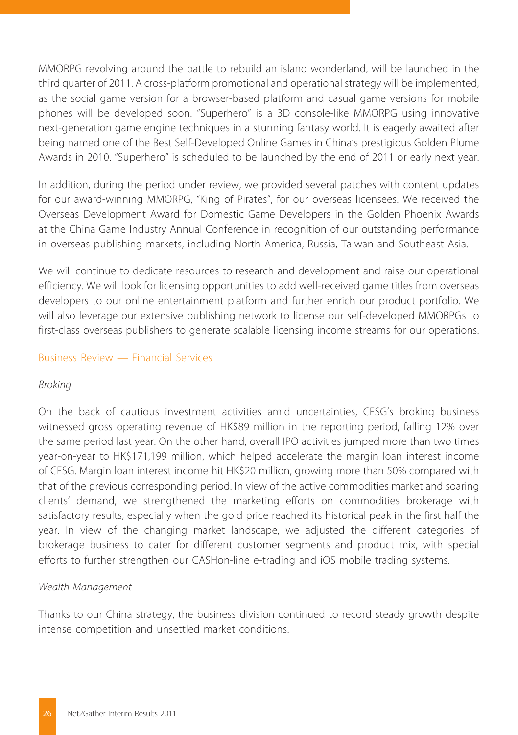MMORPG revolving around the battle to rebuild an island wonderland, will be launched in the third quarter of 2011. A cross-platform promotional and operational strategy will be implemented, as the social game version for a browser-based platform and casual game versions for mobile phones will be developed soon. "Superhero" is a 3D console-like MMORPG using innovative next-generation game engine techniques in a stunning fantasy world. It is eagerly awaited after being named one of the Best Self-Developed Online Games in China's prestigious Golden Plume Awards in 2010. "Superhero" is scheduled to be launched by the end of 2011 or early next year.

In addition, during the period under review, we provided several patches with content updates for our award-winning MMORPG, "King of Pirates", for our overseas licensees. We received the Overseas Development Award for Domestic Game Developers in the Golden Phoenix Awards at the China Game Industry Annual Conference in recognition of our outstanding performance in overseas publishing markets, including North America, Russia, Taiwan and Southeast Asia.

We will continue to dedicate resources to research and development and raise our operational efficiency. We will look for licensing opportunities to add well-received game titles from overseas developers to our online entertainment platform and further enrich our product portfolio. We will also leverage our extensive publishing network to license our self-developed MMORPGs to first-class overseas publishers to generate scalable licensing income streams for our operations.

## Business Review — Financial Services

*Broking*

On the back of cautious investment activities amid uncertainties, CFSG's broking business witnessed gross operating revenue of HK$89 million in the reporting period, falling 12% over the same period last year. On the other hand, overall IPO activities jumped more than two times year-on-year to HK$171,199 million, which helped accelerate the margin loan interest income of CFSG. Margin loan interest income hit HK$20 million, growing more than 50% compared with that of the previous corresponding period. In view of the active commodities market and soaring clients' demand, we strengthened the marketing efforts on commodities brokerage with satisfactory results, especially when the gold price reached its historical peak in the first half the year. In view of the changing market landscape, we adjusted the different categories of brokerage business to cater for different customer segments and product mix, with special efforts to further strengthen our CASHon-line e-trading and iOS mobile trading systems.

*Wealth Management*

Thanks to our China strategy, the business division continued to record steady growth despite intense competition and unsettled market conditions.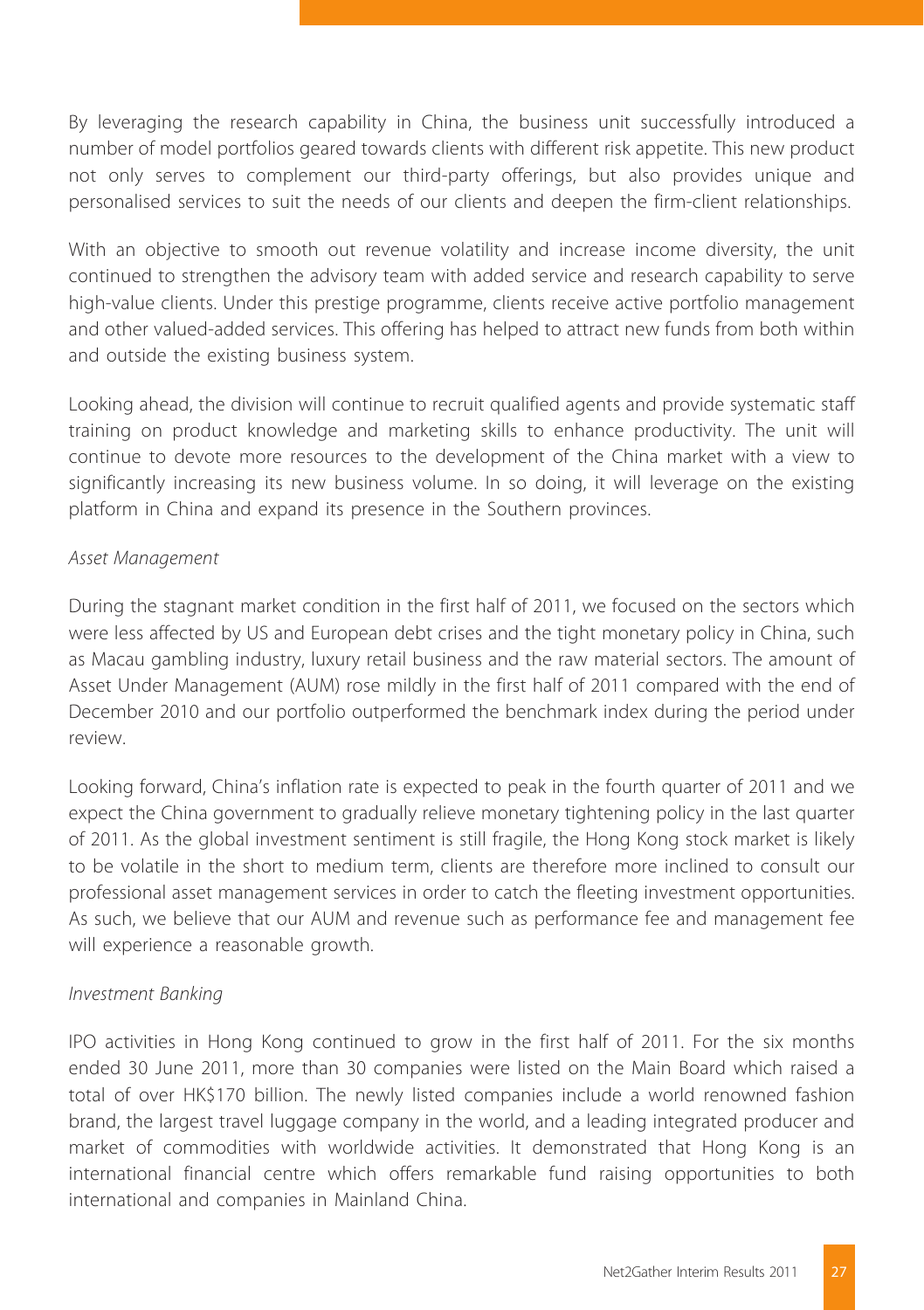By leveraging the research capability in China, the business unit successfully introduced a number of model portfolios geared towards clients with different risk appetite. This new product not only serves to complement our third-party offerings, but also provides unique and personalised services to suit the needs of our clients and deepen the firm-client relationships.

With an objective to smooth out revenue volatility and increase income diversity, the unit continued to strengthen the advisory team with added service and research capability to serve high-value clients. Under this prestige programme, clients receive active portfolio management and other valued-added services. This offering has helped to attract new funds from both within and outside the existing business system.

Looking ahead, the division will continue to recruit qualified agents and provide systematic staff training on product knowledge and marketing skills to enhance productivity. The unit will continue to devote more resources to the development of the China market with a view to significantly increasing its new business volume. In so doing, it will leverage on the existing platform in China and expand its presence in the Southern provinces.

*Asset Management*

During the stagnant market condition in the first half of 2011, we focused on the sectors which were less affected by US and European debt crises and the tight monetary policy in China, such as Macau gambling industry, luxury retail business and the raw material sectors. The amount of Asset Under Management (AUM) rose mildly in the first half of 2011 compared with the end of December 2010 and our portfolio outperformed the benchmark index during the period under review.

Looking forward, China's inflation rate is expected to peak in the fourth quarter of 2011 and we expect the China government to gradually relieve monetary tightening policy in the last quarter of 2011. As the global investment sentiment is still fragile, the Hong Kong stock market is likely to be volatile in the short to medium term, clients are therefore more inclined to consult our professional asset management services in order to catch the fleeting investment opportunities. As such, we believe that our AUM and revenue such as performance fee and management fee will experience a reasonable growth.

*Investment Banking*

IPO activities in Hong Kong continued to grow in the first half of 2011. For the six months ended 30 June 2011, more than 30 companies were listed on the Main Board which raised a total of over HK$170 billion. The newly listed companies include a world renowned fashion brand, the largest travel luggage company in the world, and a leading integrated producer and market of commodities with worldwide activities. It demonstrated that Hong Kong is an international financial centre which offers remarkable fund raising opportunities to both international and companies in Mainland China.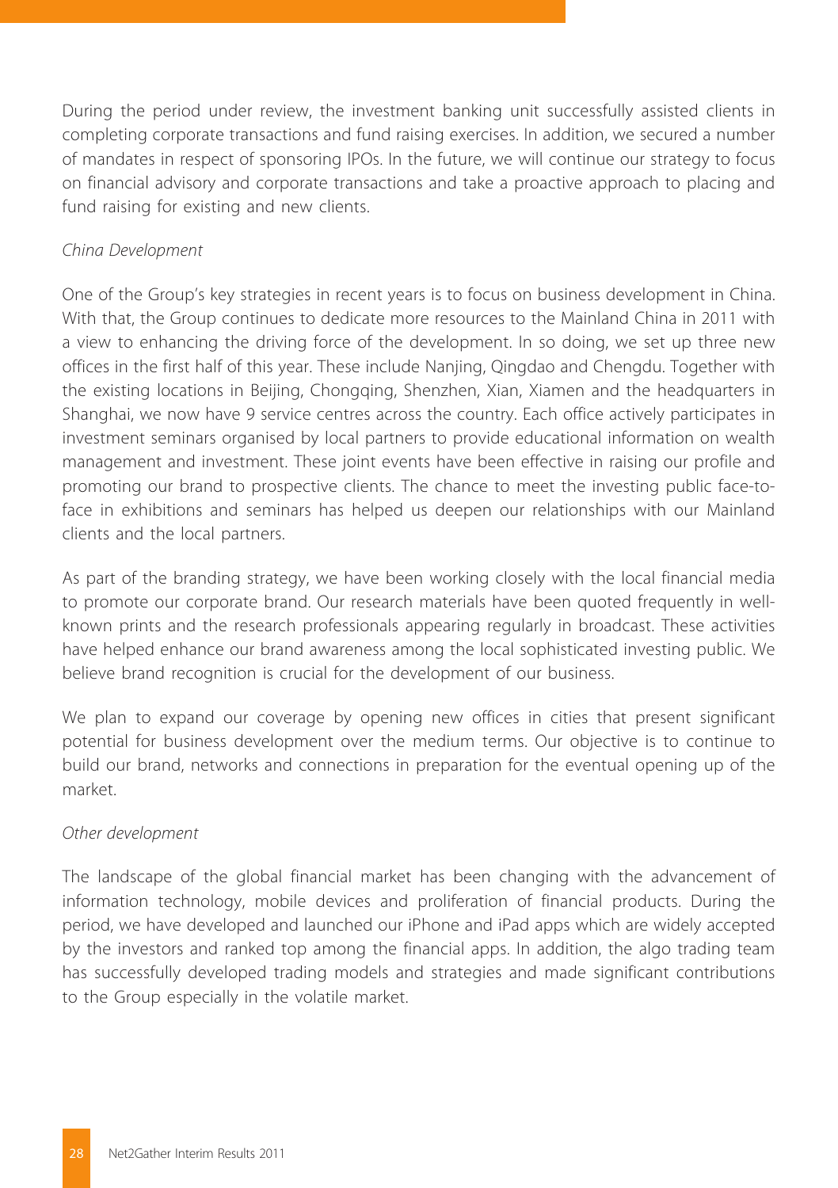During the period under review, the investment banking unit successfully assisted clients in completing corporate transactions and fund raising exercises. In addition, we secured a number of mandates in respect of sponsoring IPOs. In the future, we will continue our strategy to focus on financial advisory and corporate transactions and take a proactive approach to placing and fund raising for existing and new clients.

*China Development*

One of the Group's key strategies in recent years is to focus on business development in China. With that, the Group continues to dedicate more resources to the Mainland China in 2011 with a view to enhancing the driving force of the development. In so doing, we set up three new offices in the first half of this year. These include Nanjing, Qingdao and Chengdu. Together with the existing locations in Beijing, Chongqing, Shenzhen, Xian, Xiamen and the headquarters in Shanghai, we now have 9 service centres across the country. Each office actively participates in investment seminars organised by local partners to provide educational information on wealth management and investment. These joint events have been effective in raising our profile and promoting our brand to prospective clients. The chance to meet the investing public face-to-face in exhibitions and seminars has helped us deepen our relationships with our Mainland clients and the local partners.

As part of the branding strategy, we have been working closely with the local financial media to promote our corporate brand. Our research materials have been quoted frequently in well-known prints and the research professionals appearing regularly in broadcast. These activities have helped enhance our brand awareness among the local sophisticated investing public. We believe brand recognition is crucial for the development of our business.

We plan to expand our coverage by opening new offices in cities that present significant potential for business development over the medium terms. Our objective is to continue to build our brand, networks and connections in preparation for the eventual opening up of the market.

*Other development*

The landscape of the global financial market has been changing with the advancement of information technology, mobile devices and proliferation of financial products. During the period, we have developed and launched our iPhone and iPad apps which are widely accepted by the investors and ranked top among the financial apps. In addition, the algo trading team has successfully developed trading models and strategies and made significant contributions to the Group especially in the volatile market.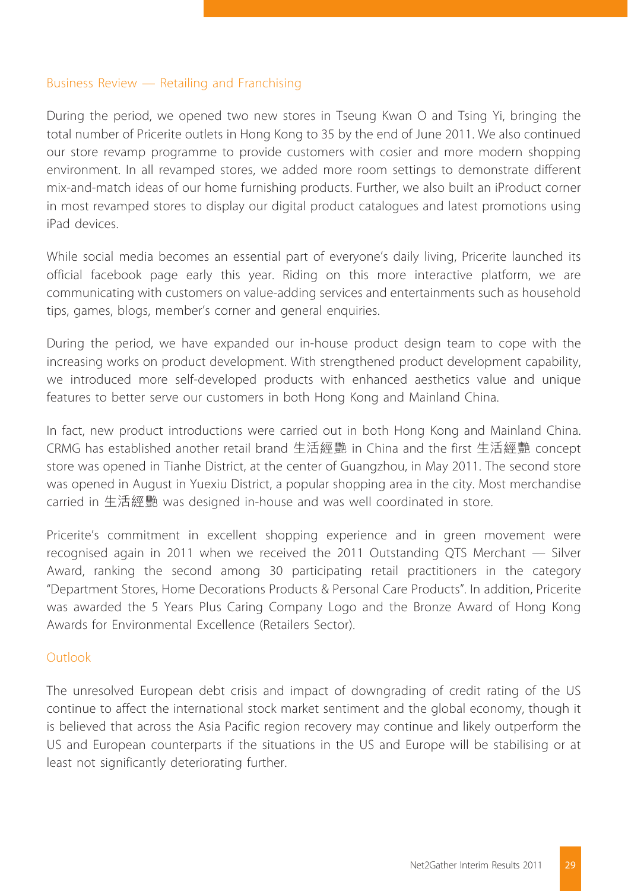## Business Review — Retailing and Franchising

During the period, we opened two new stores in Tseung Kwan O and Tsing Yi, bringing the total number of Pricerite outlets in Hong Kong to 35 by the end of June 2011. We also continued our store revamp programme to provide customers with cosier and more modern shopping environment. In all revamped stores, we added more room settings to demonstrate different mix-and-match ideas of our home furnishing products. Further, we also built an iProduct corner in most revamped stores to display our digital product catalogues and latest promotions using iPad devices.

While social media becomes an essential part of everyone's daily living, Pricerite launched its official facebook page early this year. Riding on this more interactive platform, we are communicating with customers on value-adding services and entertainments such as household tips, games, blogs, member's corner and general enquiries.

During the period, we have expanded our in-house product design team to cope with the increasing works on product development. With strengthened product development capability, we introduced more self-developed products with enhanced aesthetics value and unique features to better serve our customers in both Hong Kong and Mainland China.

In fact, new product introductions were carried out in both Hong Kong and Mainland China. CRMG has established another retail brand 生活經艷 in China and the first 生活經艷 concept store was opened in Tianhe District, at the center of Guangzhou, in May 2011. The second store was opened in August in Yuexiu District, a popular shopping area in the city. Most merchandise carried in 生活經艷 was designed in-house and was well coordinated in store.

Pricerite's commitment in excellent shopping experience and in green movement were recognised again in 2011 when we received the 2011 Outstanding QTS Merchant — Silver Award, ranking the second among 30 participating retail practitioners in the category "Department Stores, Home Decorations Products & Personal Care Products". In addition, Pricerite was awarded the 5 Years Plus Caring Company Logo and the Bronze Award of Hong Kong Awards for Environmental Excellence (Retailers Sector).

## Outlook

The unresolved European debt crisis and impact of downgrading of credit rating of the US continue to affect the international stock market sentiment and the global economy, though it is believed that across the Asia Pacific region recovery may continue and likely outperform the US and European counterparts if the situations in the US and Europe will be stabilising or at least not significantly deteriorating further.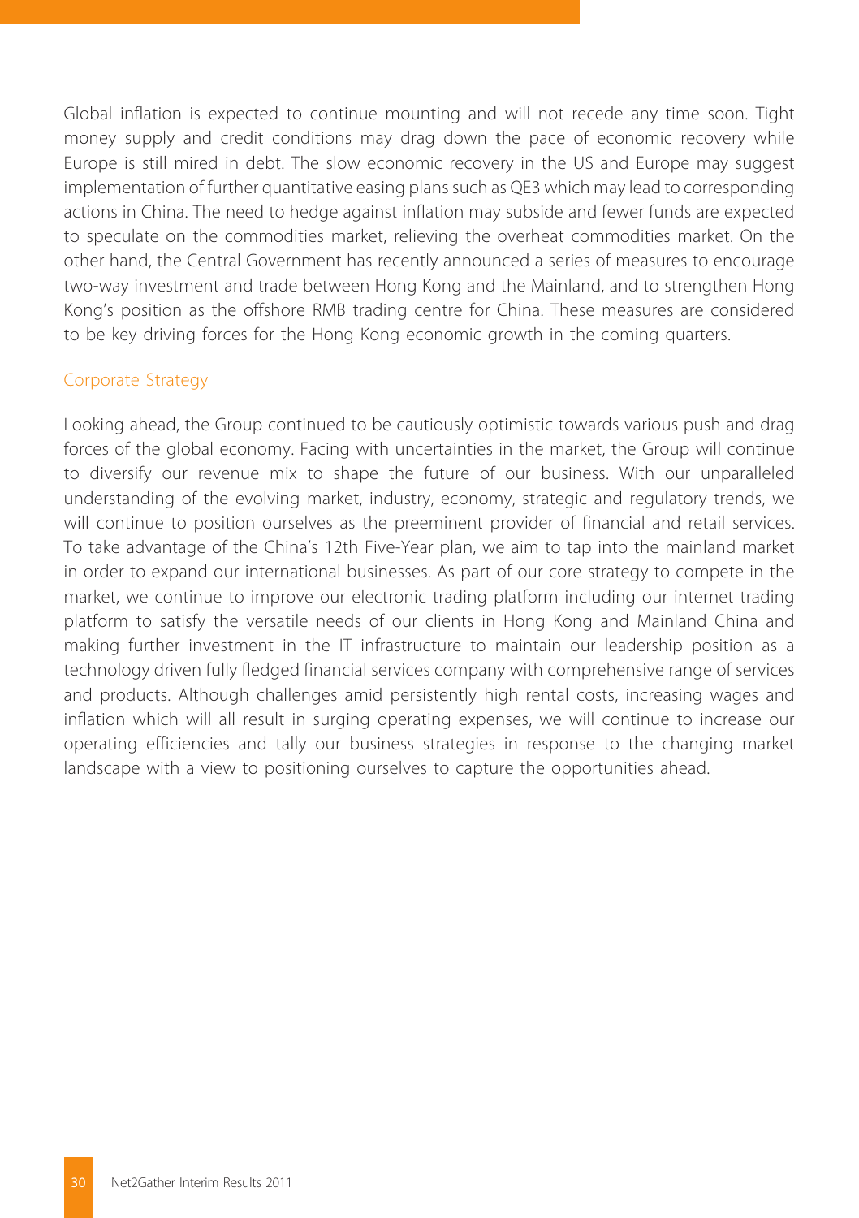Global inflation is expected to continue mounting and will not recede any time soon. Tight money supply and credit conditions may drag down the pace of economic recovery while Europe is still mired in debt. The slow economic recovery in the US and Europe may suggest implementation of further quantitative easing plans such as QE3 which may lead to corresponding actions in China. The need to hedge against inflation may subside and fewer funds are expected to speculate on the commodities market, relieving the overheat commodities market. On the other hand, the Central Government has recently announced a series of measures to encourage two-way investment and trade between Hong Kong and the Mainland, and to strengthen Hong Kong's position as the offshore RMB trading centre for China. These measures are considered to be key driving forces for the Hong Kong economic growth in the coming quarters.

### Corporate Strategy

Looking ahead, the Group continued to be cautiously optimistic towards various push and drag forces of the global economy. Facing with uncertainties in the market, the Group will continue to diversify our revenue mix to shape the future of our business. With our unparalleled understanding of the evolving market, industry, economy, strategic and regulatory trends, we will continue to position ourselves as the preeminent provider of financial and retail services. To take advantage of the China's 12th Five-Year plan, we aim to tap into the mainland market in order to expand our international businesses. As part of our core strategy to compete in the market, we continue to improve our electronic trading platform including our internet trading platform to satisfy the versatile needs of our clients in Hong Kong and Mainland China and making further investment in the IT infrastructure to maintain our leadership position as a technology driven fully fledged financial services company with comprehensive range of services and products. Although challenges amid persistently high rental costs, increasing wages and inflation which will all result in surging operating expenses, we will continue to increase our operating efficiencies and tally our business strategies in response to the changing market landscape with a view to positioning ourselves to capture the opportunities ahead.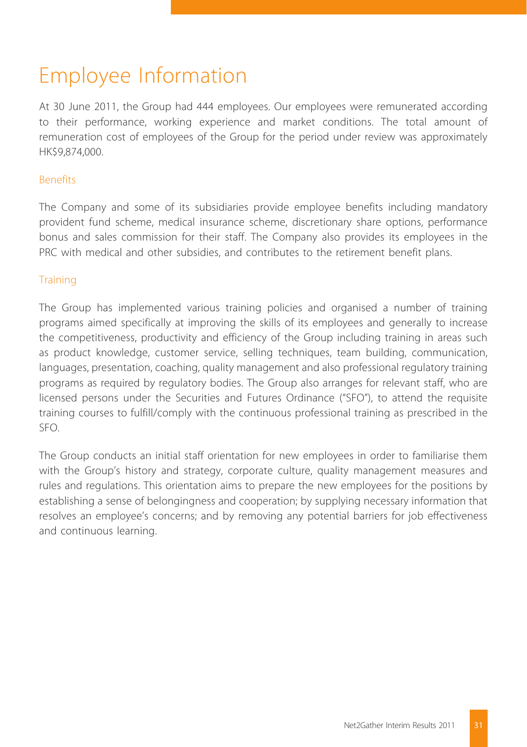# Employee Information

At 30 June 2011, the Group had 444 employees. Our employees were remunerated according to their performance, working experience and market conditions. The total amount of remuneration cost of employees of the Group for the period under review was approximately HK$9,874,000.

## Benefits

The Company and some of its subsidiaries provide employee benefits including mandatory provident fund scheme, medical insurance scheme, discretionary share options, performance bonus and sales commission for their staff. The Company also provides its employees in the PRC with medical and other subsidies, and contributes to the retirement benefit plans.

## Training

The Group has implemented various training policies and organised a number of training programs aimed specifically at improving the skills of its employees and generally to increase the competitiveness, productivity and efficiency of the Group including training in areas such as product knowledge, customer service, selling techniques, team building, communication, languages, presentation, coaching, quality management and also professional regulatory training programs as required by regulatory bodies. The Group also arranges for relevant staff, who are licensed persons under the Securities and Futures Ordinance ("SFO"), to attend the requisite training courses to fulfill/comply with the continuous professional training as prescribed in the SFO.

The Group conducts an initial staff orientation for new employees in order to familiarise them with the Group's history and strategy, corporate culture, quality management measures and rules and regulations. This orientation aims to prepare the new employees for the positions by establishing a sense of belongingness and cooperation; by supplying necessary information that resolves an employee's concerns; and by removing any potential barriers for job effectiveness and continuous learning.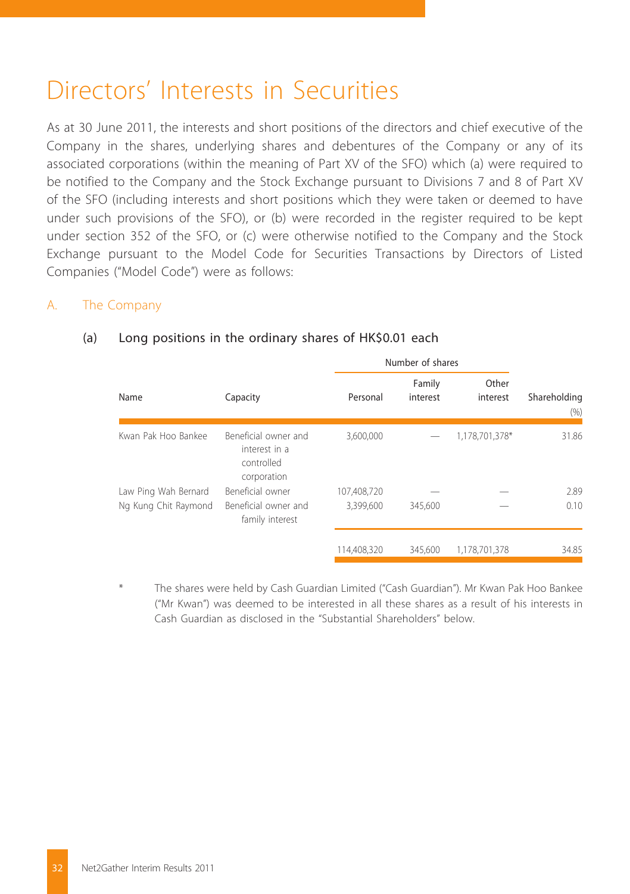# Directors' Interests in Securities

As at 30 June 2011, the interests and short positions of the directors and chief executive of the Company in the shares, underlying shares and debentures of the Company or any of its associated corporations (within the meaning of Part XV of the SFO) which (a) were required to be notified to the Company and the Stock Exchange pursuant to Divisions 7 and 8 of Part XV of the SFO (including interests and short positions which they were taken or deemed to have under such provisions of the SFO), or (b) were recorded in the register required to be kept under section 352 of the SFO, or (c) were otherwise notified to the Company and the Stock Exchange pursuant to the Model Code for Securities Transactions by Directors of Listed Companies ("Model Code") were as follows:

## A. The Company

### (a) Long positions in the ordinary shares of HK$0.01 each

| Name | Capacity | Number of shares | | | Shareholding |
|---|---|---|---|---|---|
| | | Personal | Family interest | Other interest | (%) |
| Kwan Pak Hoo Bankee | Beneficial owner and interest in a controlled corporation | 3,600,000 | — | 1,178,701,378* | 31.86 |
| Law Ping Wah Bernard | Beneficial owner | 107,408,720 | — | — | 2.89 |
| Ng Kung Chit Raymond | Beneficial owner and family interest | 3,399,600 | 345,600 | — | 0.10 |
| | | 114,408,320 | 345,600 | 1,178,701,378 | 34.85 |

\* The shares were held by Cash Guardian Limited ("Cash Guardian"). Mr Kwan Pak Hoo Bankee ("Mr Kwan") was deemed to be interested in all these shares as a result of his interests in Cash Guardian as disclosed in the "Substantial Shareholders" below.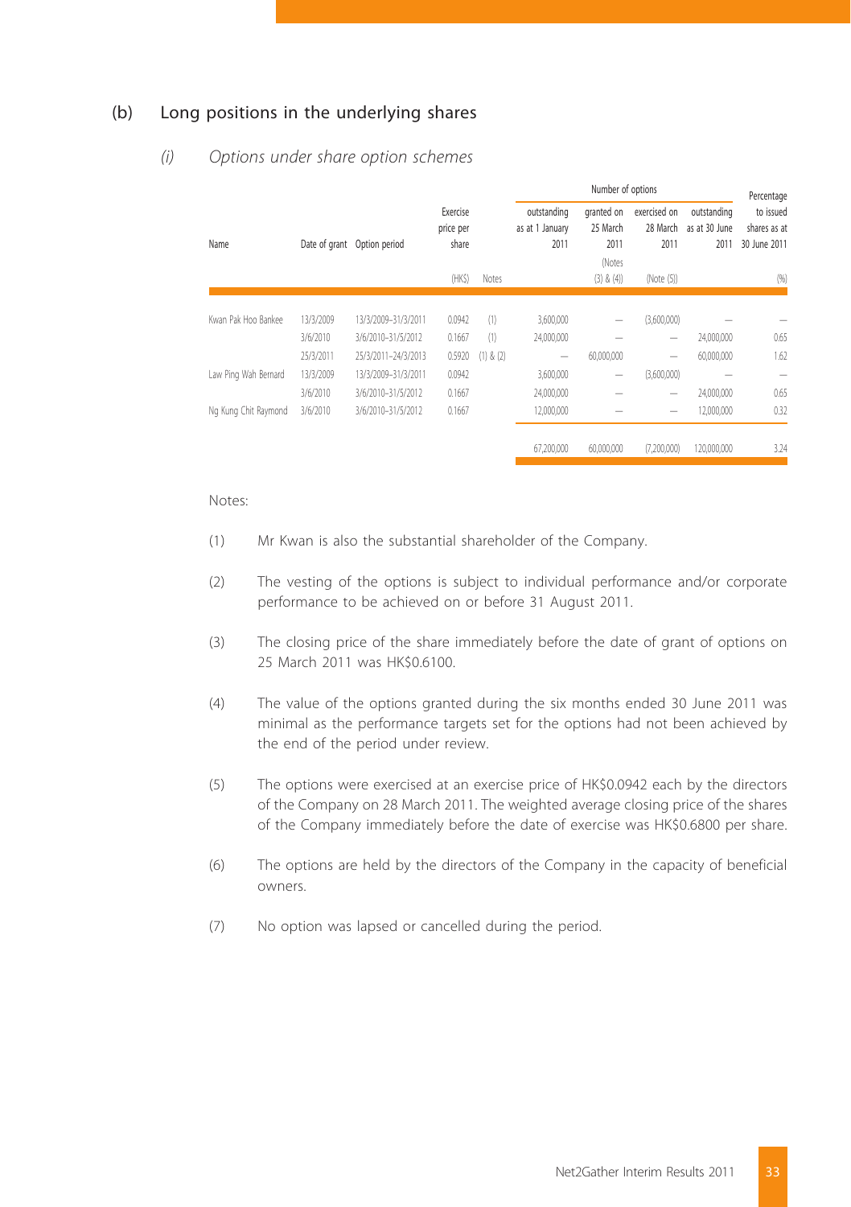## (b) Long positions in the underlying shares

### *(i) Options under share option schemes*

| Name | Date of grant | Option period | Exercise price per share (HK$) | Notes | Number of options outstanding as at 1 January 2011 | Number of options granted on 25 March 2011 (Notes (3) & (4)) | Number of options exercised on 28 March 2011 (Note (5)) | Number of options outstanding as at 30 June 2011 | Percentage to issued shares as at 30 June 2011 (%) |
|---|---|---|---|---|---|---|---|---|---|
| Kwan Pak Hoo Bankee | 13/3/2009 | 13/3/2009–31/3/2011 | 0.0942 | (1) | 3,600,000 | — | (3,600,000) | — | — |
| | 3/6/2010 | 3/6/2010–31/5/2012 | 0.1667 | (1) | 24,000,000 | — | — | 24,000,000 | 0.65 |
| | 25/3/2011 | 25/3/2011–24/3/2013 | 0.5920 | (1) & (2) | — | 60,000,000 | — | 60,000,000 | 1.62 |
| Law Ping Wah Bernard | 13/3/2009 | 13/3/2009–31/3/2011 | 0.0942 | | 3,600,000 | — | (3,600,000) | — | — |
| | 3/6/2010 | 3/6/2010–31/5/2012 | 0.1667 | | 24,000,000 | — | — | 24,000,000 | 0.65 |
| Ng Kung Chit Raymond | 3/6/2010 | 3/6/2010–31/5/2012 | 0.1667 | | 12,000,000 | — | — | 12,000,000 | 0.32 |
| | | | | | 67,200,000 | 60,000,000 | (7,200,000) | 120,000,000 | 3.24 |

Notes:

(1) Mr Kwan is also the substantial shareholder of the Company.

(2) The vesting of the options is subject to individual performance and/or corporate performance to be achieved on or before 31 August 2011.

(3) The closing price of the share immediately before the date of grant of options on 25 March 2011 was HK$0.6100.

(4) The value of the options granted during the six months ended 30 June 2011 was minimal as the performance targets set for the options had not been achieved by the end of the period under review.

(5) The options were exercised at an exercise price of HK$0.0942 each by the directors of the Company on 28 March 2011. The weighted average closing price of the shares of the Company immediately before the date of exercise was HK$0.6800 per share.

(6) The options are held by the directors of the Company in the capacity of beneficial owners.

(7) No option was lapsed or cancelled during the period.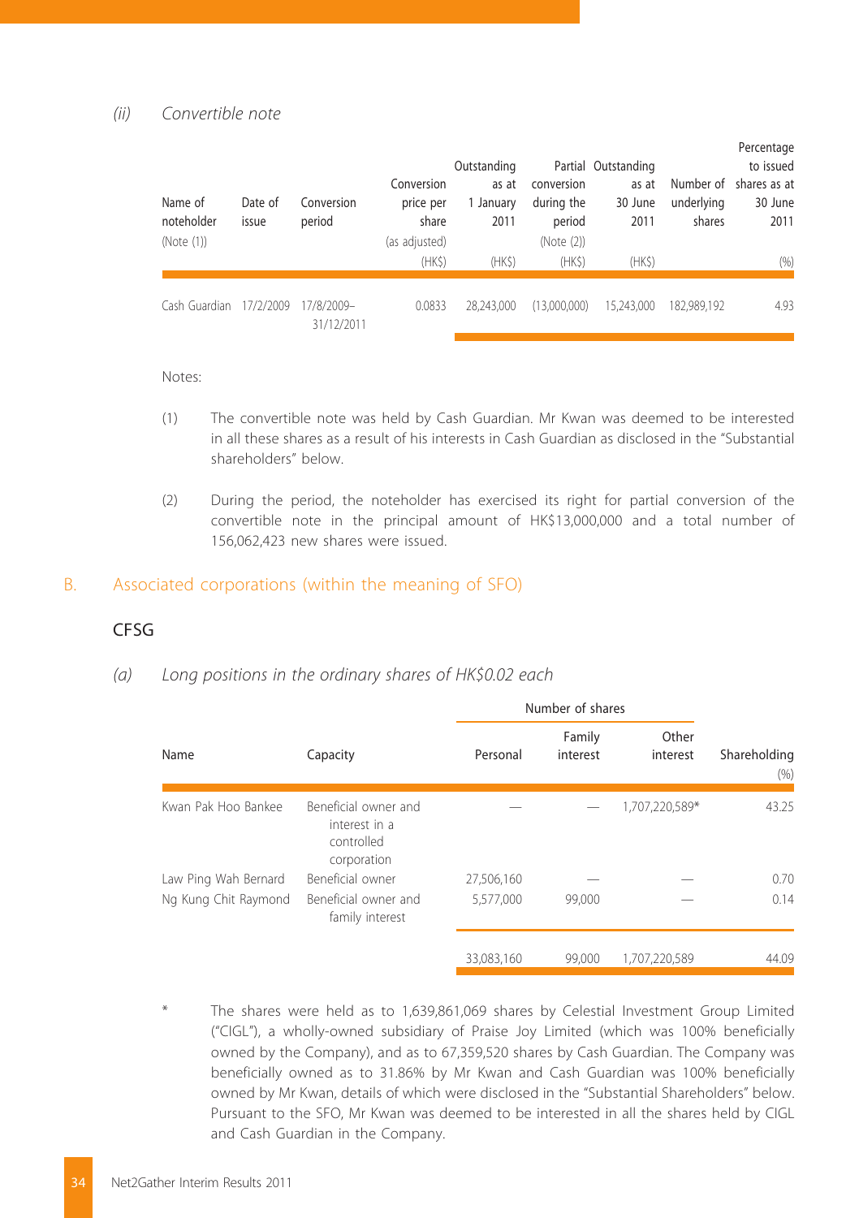*(ii) Convertible note*

| Name of noteholder (Note (1)) | Date of issue | Conversion period | Conversion price per share (as adjusted) (HK$) | Outstanding as at 1 January 2011 (HK$) | Partial conversion during the period (Note (2)) (HK$) | Outstanding as at 30 June 2011 (HK$) | Number of underlying shares | Percentage to issued shares as at 30 June 2011 (%) |
|---|---|---|---|---|---|---|---|---|
| Cash Guardian | 17/2/2009 | 17/8/2009–31/12/2011 | 0.0833 | 28,243,000 | (13,000,000) | 15,243,000 | 182,989,192 | 4.93 |

Notes:

(1) The convertible note was held by Cash Guardian. Mr Kwan was deemed to be interested in all these shares as a result of his interests in Cash Guardian as disclosed in the "Substantial shareholders" below.

(2) During the period, the noteholder has exercised its right for partial conversion of the convertible note in the principal amount of HK$13,000,000 and a total number of 156,062,423 new shares were issued.

## B. Associated corporations (within the meaning of SFO)

### CFSG

*(a) Long positions in the ordinary shares of HK$0.02 each*

| Name | Capacity | Number of shares | | | Shareholding |
|---|---|---|---|---|---|
| | | Personal | Family interest | Other interest | (%) |
| Kwan Pak Hoo Bankee | Beneficial owner and interest in a controlled corporation | — | — | 1,707,220,589* | 43.25 |
| Law Ping Wah Bernard | Beneficial owner | 27,506,160 | — | — | 0.70 |
| Ng Kung Chit Raymond | Beneficial owner and family interest | 5,577,000 | 99,000 | — | 0.14 |
| | | 33,083,160 | 99,000 | 1,707,220,589 | 44.09 |

\* The shares were held as to 1,639,861,069 shares by Celestial Investment Group Limited ("CIGL"), a wholly-owned subsidiary of Praise Joy Limited (which was 100% beneficially owned by the Company), and as to 67,359,520 shares by Cash Guardian. The Company was beneficially owned as to 31.86% by Mr Kwan and Cash Guardian was 100% beneficially owned by Mr Kwan, details of which were disclosed in the "Substantial Shareholders" below. Pursuant to the SFO, Mr Kwan was deemed to be interested in all the shares held by CIGL and Cash Guardian in the Company.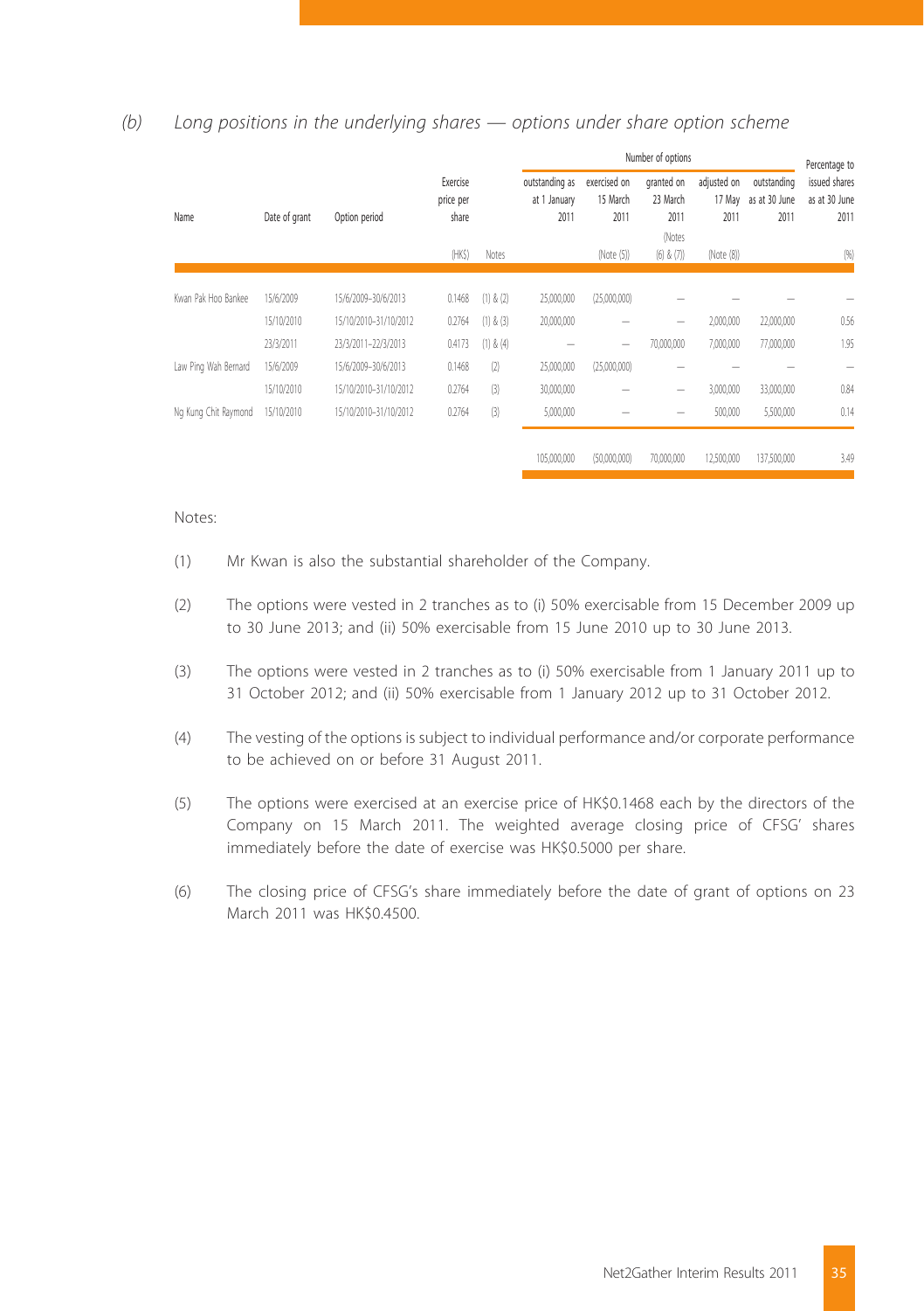*(b) Long positions in the underlying shares — options under share option scheme*

| Name | Date of grant | Option period | Exercise price per share | Notes | Number of options | | | | | Percentage to issued shares as at 30 June 2011 |
|---|---|---|---|---|---|---|---|---|---|---|
| | | | | | outstanding as at 1 January 2011 | exercised on 15 March 2011 | granted on 23 March 2011 | adjusted on 17 May 2011 | outstanding as at 30 June 2011 | |
| | | | (HK$) | | | (Note (5)) | (Notes (6) & (7)) | (Note (8)) | | (%) |
| Kwan Pak Hoo Bankee | 15/6/2009 | 15/6/2009–30/6/2013 | 0.1468 | (1) & (2) | 25,000,000 | (25,000,000) | – | – | – | – |
| | 15/10/2010 | 15/10/2010–31/10/2012 | 0.2764 | (1) & (3) | 20,000,000 | – | – | 2,000,000 | 22,000,000 | 0.56 |
| | 23/3/2011 | 23/3/2011–22/3/2013 | 0.4173 | (1) & (4) | – | – | 70,000,000 | 7,000,000 | 77,000,000 | 1.95 |
| Law Ping Wah Bernard | 15/6/2009 | 15/6/2009–30/6/2013 | 0.1468 | (2) | 25,000,000 | (25,000,000) | – | – | – | – |
| | 15/10/2010 | 15/10/2010–31/10/2012 | 0.2764 | (3) | 30,000,000 | – | – | 3,000,000 | 33,000,000 | 0.84 |
| Ng Kung Chit Raymond | 15/10/2010 | 15/10/2010–31/10/2012 | 0.2764 | (3) | 5,000,000 | – | – | 500,000 | 5,500,000 | 0.14 |
| | | | | | 105,000,000 | (50,000,000) | 70,000,000 | 12,500,000 | 137,500,000 | 3.49 |

Notes:

(1) Mr Kwan is also the substantial shareholder of the Company.

(2) The options were vested in 2 tranches as to (i) 50% exercisable from 15 December 2009 up to 30 June 2013; and (ii) 50% exercisable from 15 June 2010 up to 30 June 2013.

(3) The options were vested in 2 tranches as to (i) 50% exercisable from 1 January 2011 up to 31 October 2012; and (ii) 50% exercisable from 1 January 2012 up to 31 October 2012.

(4) The vesting of the options is subject to individual performance and/or corporate performance to be achieved on or before 31 August 2011.

(5) The options were exercised at an exercise price of HK$0.1468 each by the directors of the Company on 15 March 2011. The weighted average closing price of CFSG' shares immediately before the date of exercise was HK$0.5000 per share.

(6) The closing price of CFSG's share immediately before the date of grant of options on 23 March 2011 was HK$0.4500.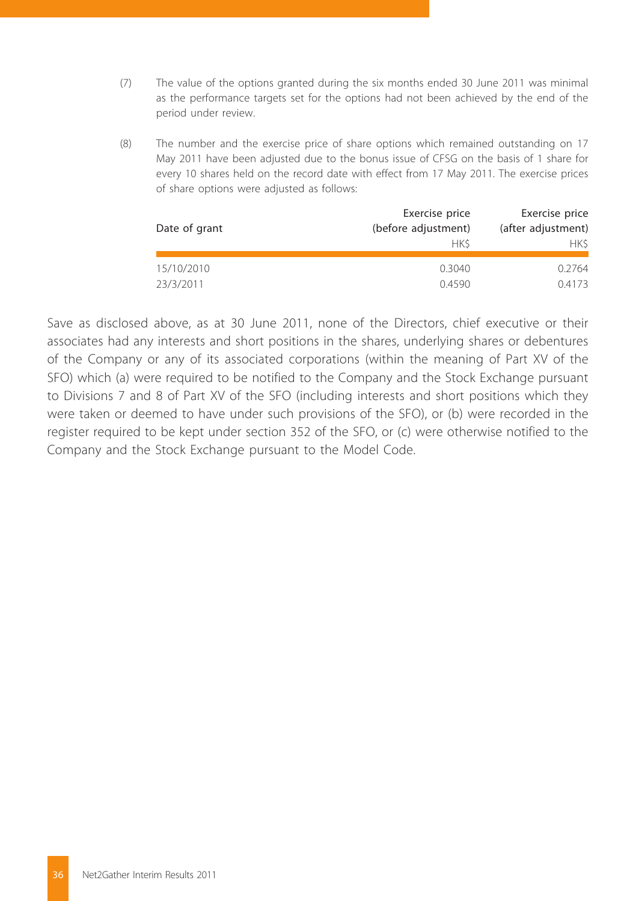(7) The value of the options granted during the six months ended 30 June 2011 was minimal as the performance targets set for the options had not been achieved by the end of the period under review.

(8) The number and the exercise price of share options which remained outstanding on 17 May 2011 have been adjusted due to the bonus issue of CFSG on the basis of 1 share for every 10 shares held on the record date with effect from 17 May 2011. The exercise prices of share options were adjusted as follows:

| Date of grant | Exercise price (before adjustment) HK$ | Exercise price (after adjustment) HK$ |
|---|---|---|
| 15/10/2010 | 0.3040 | 0.2764 |
| 23/3/2011 | 0.4590 | 0.4173 |

Save as disclosed above, as at 30 June 2011, none of the Directors, chief executive or their associates had any interests and short positions in the shares, underlying shares or debentures of the Company or any of its associated corporations (within the meaning of Part XV of the SFO) which (a) were required to be notified to the Company and the Stock Exchange pursuant to Divisions 7 and 8 of Part XV of the SFO (including interests and short positions which they were taken or deemed to have under such provisions of the SFO), or (b) were recorded in the register required to be kept under section 352 of the SFO, or (c) were otherwise notified to the Company and the Stock Exchange pursuant to the Model Code.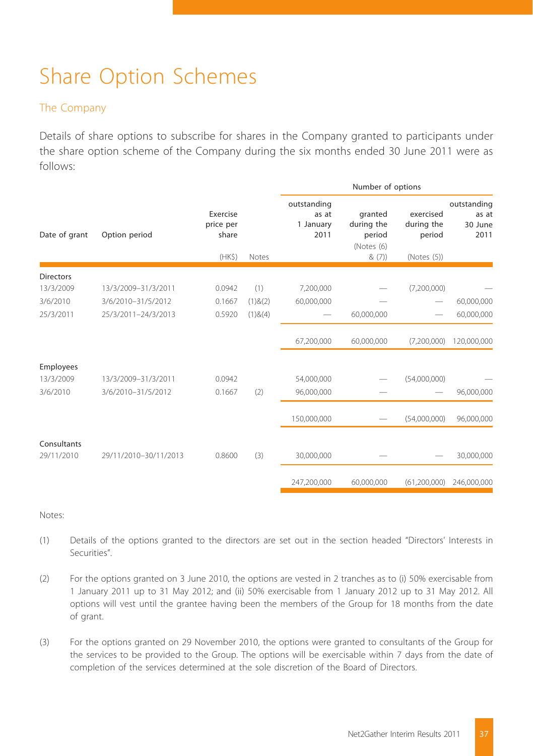# Share Option Schemes

## The Company

Details of share options to subscribe for shares in the Company granted to participants under the share option scheme of the Company during the six months ended 30 June 2011 were as follows:

| Date of grant | Option period | Exercise price per share (HK$) | Notes | Number of options: outstanding as at 1 January 2011 | granted during the period (Notes (6) & (7)) | exercised during the period (Notes (5)) | outstanding as at 30 June 2011 |
|---|---|---|---|---|---|---|---|
| **Directors** | | | | | | | |
| 13/3/2009 | 13/3/2009–31/3/2011 | 0.0942 | (1) | 7,200,000 | — | (7,200,000) | — |
| 3/6/2010 | 3/6/2010–31/5/2012 | 0.1667 | (1)&(2) | 60,000,000 | — | — | 60,000,000 |
| 25/3/2011 | 25/3/2011–24/3/2013 | 0.5920 | (1)&(4) | — | 60,000,000 | — | 60,000,000 |
| | | | | 67,200,000 | 60,000,000 | (7,200,000) | 120,000,000 |
| **Employees** | | | | | | | |
| 13/3/2009 | 13/3/2009–31/3/2011 | 0.0942 | | 54,000,000 | — | (54,000,000) | — |
| 3/6/2010 | 3/6/2010–31/5/2012 | 0.1667 | (2) | 96,000,000 | — | — | 96,000,000 |
| | | | | 150,000,000 | — | (54,000,000) | 96,000,000 |
| **Consultants** | | | | | | | |
| 29/11/2010 | 29/11/2010–30/11/2013 | 0.8600 | (3) | 30,000,000 | — | — | 30,000,000 |
| | | | | 247,200,000 | 60,000,000 | (61,200,000) | 246,000,000 |

Notes:

(1) Details of the options granted to the directors are set out in the section headed "Directors' Interests in Securities".

(2) For the options granted on 3 June 2010, the options are vested in 2 tranches as to (i) 50% exercisable from 1 January 2011 up to 31 May 2012; and (ii) 50% exercisable from 1 January 2012 up to 31 May 2012. All options will vest until the grantee having been the members of the Group for 18 months from the date of grant.

(3) For the options granted on 29 November 2010, the options were granted to consultants of the Group for the services to be provided to the Group. The options will be exercisable within 7 days from the date of completion of the services determined at the sole discretion of the Board of Directors.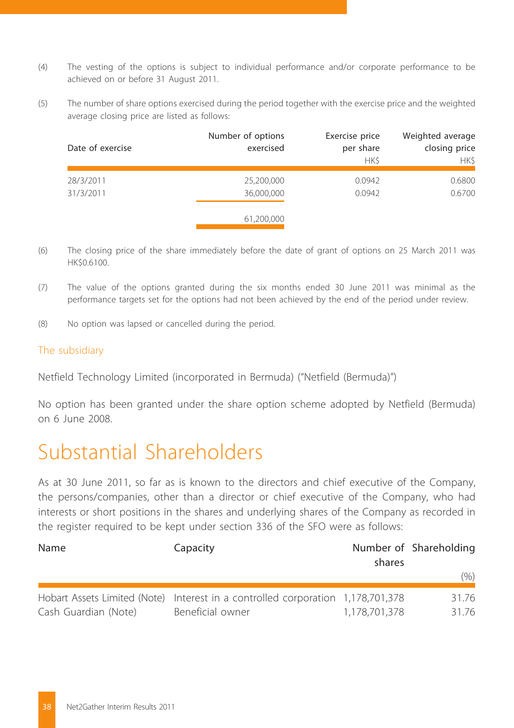(4) The vesting of the options is subject to individual performance and/or corporate performance to be achieved on or before 31 August 2011.

(5) The number of share options exercised during the period together with the exercise price and the weighted average closing price are listed as follows:

| Date of exercise | Number of options exercised | Exercise price per share HK$ | Weighted average closing price HK$ |
|---|---|---|---|
| 28/3/2011 | 25,200,000 | 0.0942 | 0.6800 |
| 31/3/2011 | 36,000,000 | 0.0942 | 0.6700 |
| | 61,200,000 | | |

(6) The closing price of the share immediately before the date of grant of options on 25 March 2011 was HK$0.6100.

(7) The value of the options granted during the six months ended 30 June 2011 was minimal as the performance targets set for the options had not been achieved by the end of the period under review.

(8) No option was lapsed or cancelled during the period.

### The subsidiary

Netfield Technology Limited (incorporated in Bermuda) ("Netfield (Bermuda)")

No option has been granted under the share option scheme adopted by Netfield (Bermuda) on 6 June 2008.

# Substantial Shareholders

As at 30 June 2011, so far as is known to the directors and chief executive of the Company, the persons/companies, other than a director or chief executive of the Company, who had interests or short positions in the shares and underlying shares of the Company as recorded in the register required to be kept under section 336 of the SFO were as follows:

| Name | Capacity | Number of shares | Shareholding (%) |
|---|---|---|---|
| Hobart Assets Limited (Note) | Interest in a controlled corporation | 1,178,701,378 | 31.76 |
| Cash Guardian (Note) | Beneficial owner | 1,178,701,378 | 31.76 |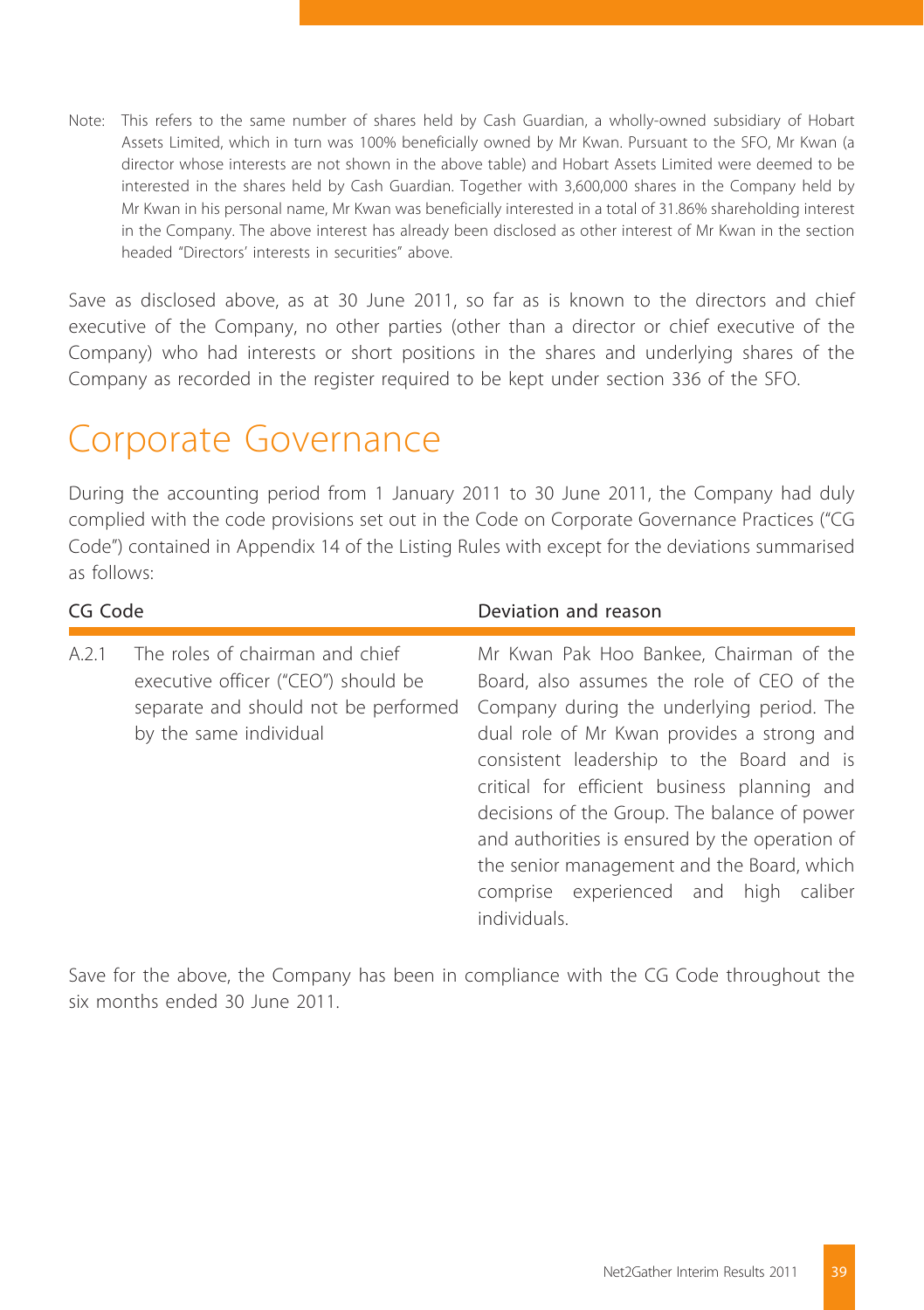Note: This refers to the same number of shares held by Cash Guardian, a wholly-owned subsidiary of Hobart Assets Limited, which in turn was 100% beneficially owned by Mr Kwan. Pursuant to the SFO, Mr Kwan (a director whose interests are not shown in the above table) and Hobart Assets Limited were deemed to be interested in the shares held by Cash Guardian. Together with 3,600,000 shares in the Company held by Mr Kwan in his personal name, Mr Kwan was beneficially interested in a total of 31.86% shareholding interest in the Company. The above interest has already been disclosed as other interest of Mr Kwan in the section headed "Directors' interests in securities" above.

Save as disclosed above, as at 30 June 2011, so far as is known to the directors and chief executive of the Company, no other parties (other than a director or chief executive of the Company) who had interests or short positions in the shares and underlying shares of the Company as recorded in the register required to be kept under section 336 of the SFO.

# Corporate Governance

During the accounting period from 1 January 2011 to 30 June 2011, the Company had duly complied with the code provisions set out in the Code on Corporate Governance Practices ("CG Code") contained in Appendix 14 of the Listing Rules with except for the deviations summarised as follows:

| CG Code | | Deviation and reason |
|---|---|---|
| A.2.1 | The roles of chairman and chief executive officer ("CEO") should be separate and should not be performed by the same individual | Mr Kwan Pak Hoo Bankee, Chairman of the Board, also assumes the role of CEO of the Company during the underlying period. The dual role of Mr Kwan provides a strong and consistent leadership to the Board and is critical for efficient business planning and decisions of the Group. The balance of power and authorities is ensured by the operation of the senior management and the Board, which comprise experienced and high caliber individuals. |

Save for the above, the Company has been in compliance with the CG Code throughout the six months ended 30 June 2011.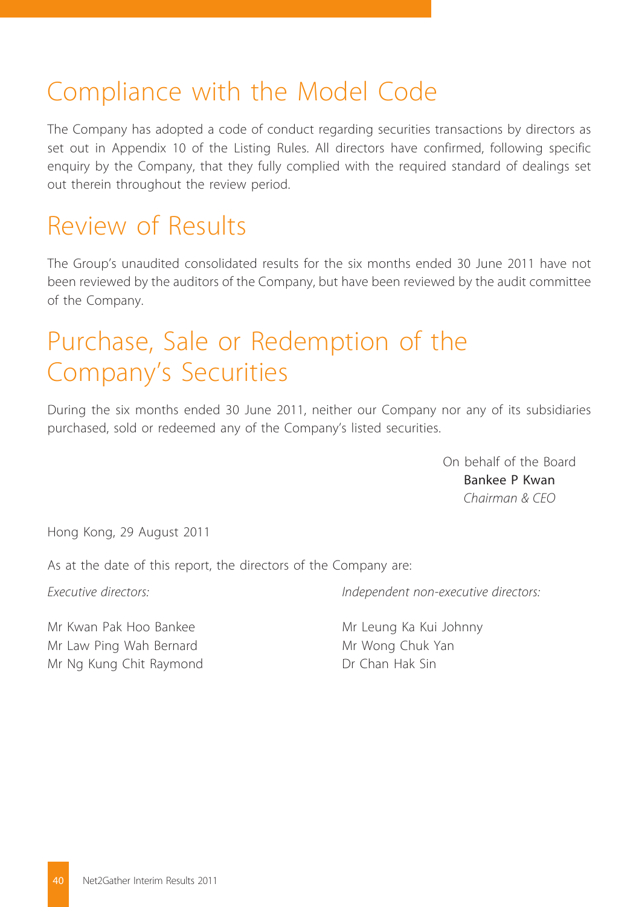# Compliance with the Model Code

The Company has adopted a code of conduct regarding securities transactions by directors as set out in Appendix 10 of the Listing Rules. All directors have confirmed, following specific enquiry by the Company, that they fully complied with the required standard of dealings set out therein throughout the review period.

# Review of Results

The Group's unaudited consolidated results for the six months ended 30 June 2011 have not been reviewed by the auditors of the Company, but have been reviewed by the audit committee of the Company.

# Purchase, Sale or Redemption of the Company's Securities

During the six months ended 30 June 2011, neither our Company nor any of its subsidiaries purchased, sold or redeemed any of the Company's listed securities.

On behalf of the Board
Bankee P Kwan
*Chairman & CEO*

Hong Kong, 29 August 2011

As at the date of this report, the directors of the Company are:

*Executive directors:*

Mr Kwan Pak Hoo Bankee
Mr Law Ping Wah Bernard
Mr Ng Kung Chit Raymond

*Independent non-executive directors:*

Mr Leung Ka Kui Johnny
Mr Wong Chuk Yan
Dr Chan Hak Sin